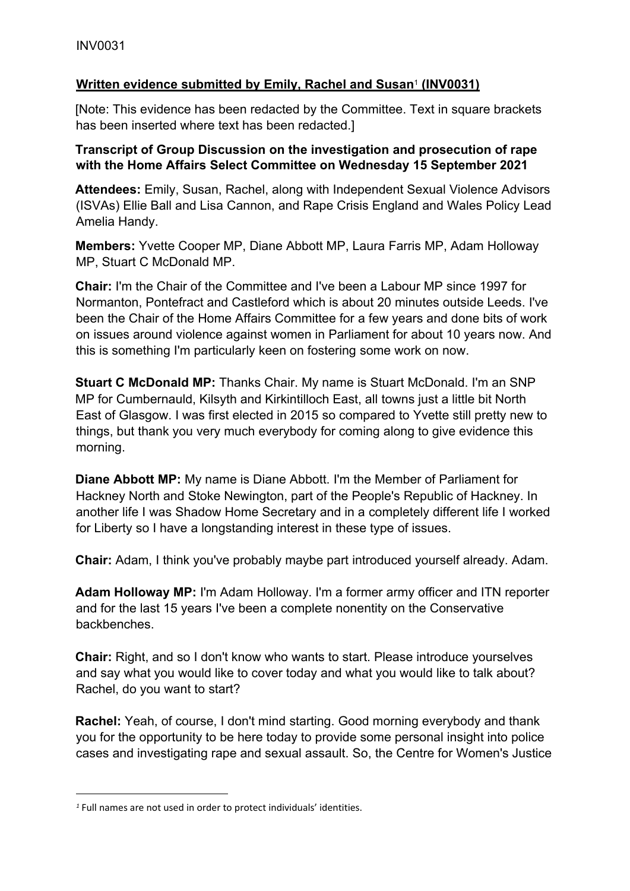## **Written evidence submitted by Emily, Rachel and Susan[1] (INV0031)**

[Note: This evidence has been redacted by the Committee. Text in square brackets has been inserted where text has been redacted.]

### **Transcript of Group Discussion on the investigation and prosecution of rape with the Home Affairs Select Committee on Wednesday 15 September 2021**

**Attendees:** Emily, Susan, Rachel, along with Independent Sexual Violence Advisors (ISVAs) Ellie Ball and Lisa Cannon, and Rape Crisis England and Wales Policy Lead Amelia Handy.

**Members:** Yvette Cooper MP, Diane Abbott MP, Laura Farris MP, Adam Holloway MP, Stuart C McDonald MP.

**Chair:** I'm the Chair of the Committee and I've been a Labour MP since 1997 for Normanton, Pontefract and Castleford which is about 20 minutes outside Leeds. I've been the Chair of the Home Affairs Committee for a few years and done bits of work on issues around violence against women in Parliament for about 10 years now. And this is something I'm particularly keen on fostering some work on now.

**Stuart C McDonald MP:** Thanks Chair. My name is Stuart McDonald. I'm an SNP MP for Cumbernauld, Kilsyth and Kirkintilloch East, all towns just a little bit North East of Glasgow. I was first elected in 2015 so compared to Yvette still pretty new to things, but thank you very much everybody for coming along to give evidence this morning.

**Diane Abbott MP:** My name is Diane Abbott. I'm the Member of Parliament for Hackney North and Stoke Newington, part of the People's Republic of Hackney. In another life I was Shadow Home Secretary and in a completely different life I worked for Liberty so I have a longstanding interest in these type of issues.

**Chair:** Adam, I think you've probably maybe part introduced yourself already. Adam.

**Adam Holloway MP:** I'm Adam Holloway. I'm a former army officer and ITN reporter and for the last 15 years I've been a complete nonentity on the Conservative backbenches.

**Chair:** Right, and so I don't know who wants to start. Please introduce yourselves and say what you would like to cover today and what you would like to talk about? Rachel, do you want to start?

**Rachel:** Yeah, of course, I don't mind starting. Good morning everybody and thank you for the opportunity to be here today to provide some personal insight into police cases and investigating rape and sexual assault. So, the Centre for Women's Justice

---

[1] Full names are not used in order to protect individuals' identities.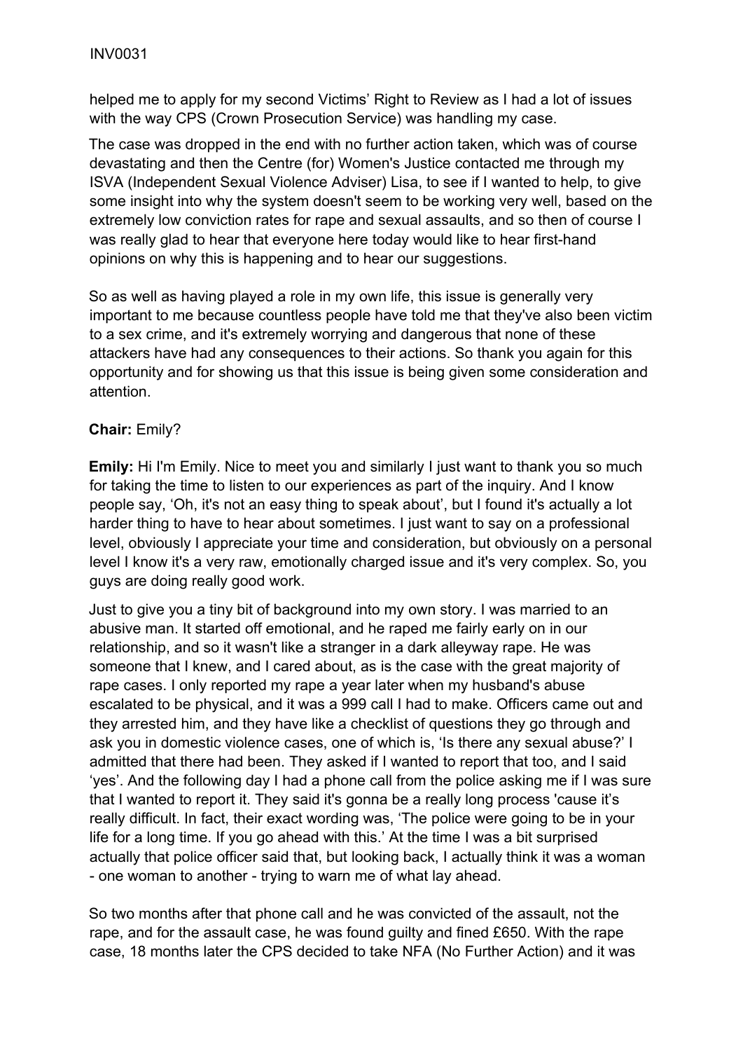helped me to apply for my second Victims' Right to Review as I had a lot of issues with the way CPS (Crown Prosecution Service) was handling my case.

The case was dropped in the end with no further action taken, which was of course devastating and then the Centre (for) Women's Justice contacted me through my ISVA (Independent Sexual Violence Adviser) Lisa, to see if I wanted to help, to give some insight into why the system doesn't seem to be working very well, based on the extremely low conviction rates for rape and sexual assaults, and so then of course I was really glad to hear that everyone here today would like to hear first-hand opinions on why this is happening and to hear our suggestions.

So as well as having played a role in my own life, this issue is generally very important to me because countless people have told me that they've also been victim to a sex crime, and it's extremely worrying and dangerous that none of these attackers have had any consequences to their actions. So thank you again for this opportunity and for showing us that this issue is being given some consideration and attention.

**Chair:** Emily?

**Emily:** Hi I'm Emily. Nice to meet you and similarly I just want to thank you so much for taking the time to listen to our experiences as part of the inquiry. And I know people say, 'Oh, it's not an easy thing to speak about', but I found it's actually a lot harder thing to have to hear about sometimes. I just want to say on a professional level, obviously I appreciate your time and consideration, but obviously on a personal level I know it's a very raw, emotionally charged issue and it's very complex. So, you guys are doing really good work.

Just to give you a tiny bit of background into my own story. I was married to an abusive man. It started off emotional, and he raped me fairly early on in our relationship, and so it wasn't like a stranger in a dark alleyway rape. He was someone that I knew, and I cared about, as is the case with the great majority of rape cases. I only reported my rape a year later when my husband's abuse escalated to be physical, and it was a 999 call I had to make. Officers came out and they arrested him, and they have like a checklist of questions they go through and ask you in domestic violence cases, one of which is, 'Is there any sexual abuse?' I admitted that there had been. They asked if I wanted to report that too, and I said 'yes'. And the following day I had a phone call from the police asking me if I was sure that I wanted to report it. They said it's gonna be a really long process 'cause it's really difficult. In fact, their exact wording was, 'The police were going to be in your life for a long time. If you go ahead with this.' At the time I was a bit surprised actually that police officer said that, but looking back, I actually think it was a woman - one woman to another - trying to warn me of what lay ahead.

So two months after that phone call and he was convicted of the assault, not the rape, and for the assault case, he was found guilty and fined £650. With the rape case, 18 months later the CPS decided to take NFA (No Further Action) and it was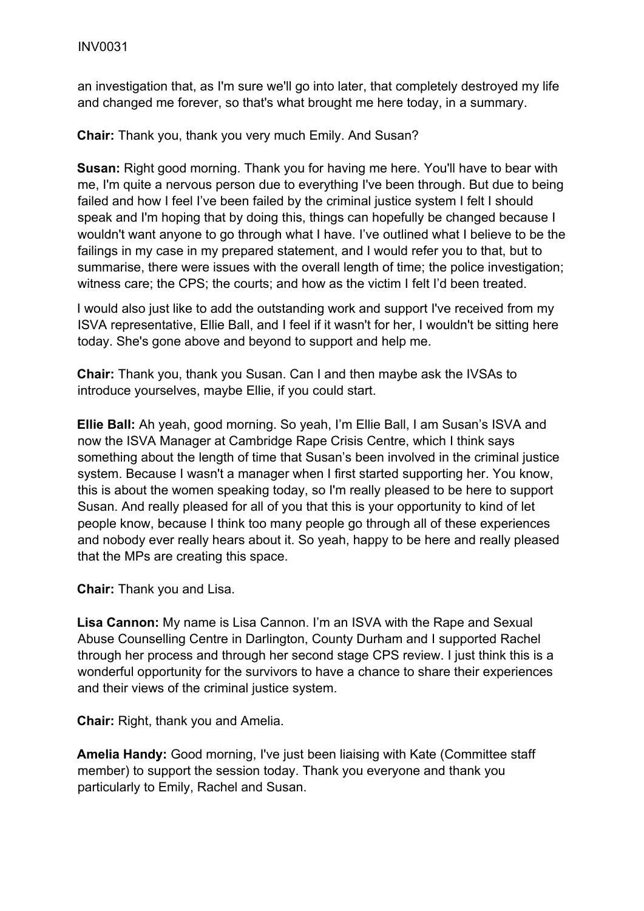an investigation that, as I'm sure we'll go into later, that completely destroyed my life and changed me forever, so that's what brought me here today, in a summary.

**Chair:** Thank you, thank you very much Emily. And Susan?

**Susan:** Right good morning. Thank you for having me here. You'll have to bear with me, I'm quite a nervous person due to everything I've been through. But due to being failed and how I feel I've been failed by the criminal justice system I felt I should speak and I'm hoping that by doing this, things can hopefully be changed because I wouldn't want anyone to go through what I have. I've outlined what I believe to be the failings in my case in my prepared statement, and I would refer you to that, but to summarise, there were issues with the overall length of time; the police investigation; witness care; the CPS; the courts; and how as the victim I felt I'd been treated.

I would also just like to add the outstanding work and support I've received from my ISVA representative, Ellie Ball, and I feel if it wasn't for her, I wouldn't be sitting here today. She's gone above and beyond to support and help me.

**Chair:** Thank you, thank you Susan. Can I and then maybe ask the IVSAs to introduce yourselves, maybe Ellie, if you could start.

**Ellie Ball:** Ah yeah, good morning. So yeah, I'm Ellie Ball, I am Susan's ISVA and now the ISVA Manager at Cambridge Rape Crisis Centre, which I think says something about the length of time that Susan's been involved in the criminal justice system. Because I wasn't a manager when I first started supporting her. You know, this is about the women speaking today, so I'm really pleased to be here to support Susan. And really pleased for all of you that this is your opportunity to kind of let people know, because I think too many people go through all of these experiences and nobody ever really hears about it. So yeah, happy to be here and really pleased that the MPs are creating this space.

**Chair:** Thank you and Lisa.

**Lisa Cannon:** My name is Lisa Cannon. I'm an ISVA with the Rape and Sexual Abuse Counselling Centre in Darlington, County Durham and I supported Rachel through her process and through her second stage CPS review. I just think this is a wonderful opportunity for the survivors to have a chance to share their experiences and their views of the criminal justice system.

**Chair:** Right, thank you and Amelia.

**Amelia Handy:** Good morning, I've just been liaising with Kate (Committee staff member) to support the session today. Thank you everyone and thank you particularly to Emily, Rachel and Susan.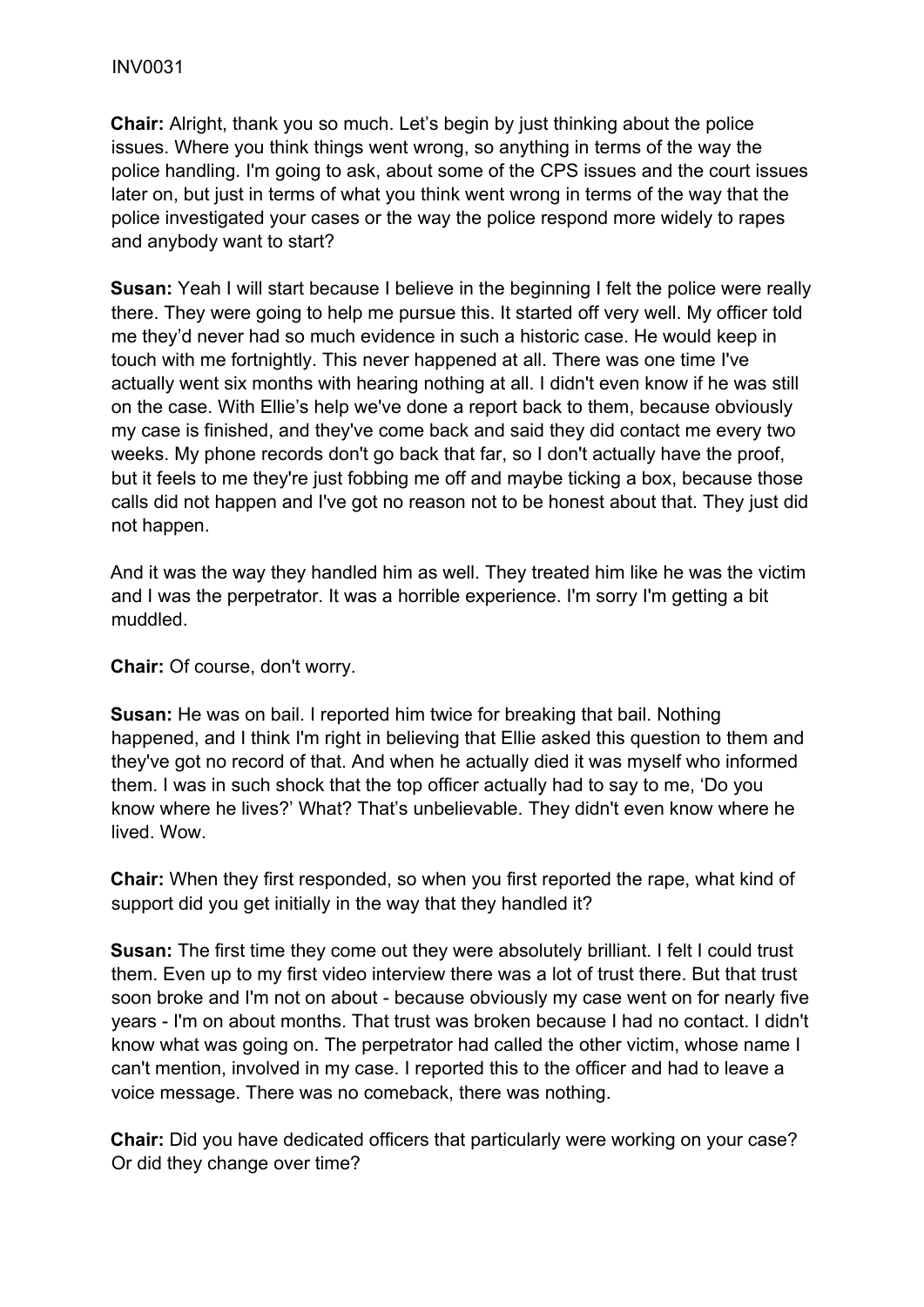INV0031

**Chair:** Alright, thank you so much. Let's begin by just thinking about the police issues. Where you think things went wrong, so anything in terms of the way the police handling. I'm going to ask, about some of the CPS issues and the court issues later on, but just in terms of what you think went wrong in terms of the way that the police investigated your cases or the way the police respond more widely to rapes and anybody want to start?

**Susan:** Yeah I will start because I believe in the beginning I felt the police were really there. They were going to help me pursue this. It started off very well. My officer told me they'd never had so much evidence in such a historic case. He would keep in touch with me fortnightly. This never happened at all. There was one time I've actually went six months with hearing nothing at all. I didn't even know if he was still on the case. With Ellie's help we've done a report back to them, because obviously my case is finished, and they've come back and said they did contact me every two weeks. My phone records don't go back that far, so I don't actually have the proof, but it feels to me they're just fobbing me off and maybe ticking a box, because those calls did not happen and I've got no reason not to be honest about that. They just did not happen.

And it was the way they handled him as well. They treated him like he was the victim and I was the perpetrator. It was a horrible experience. I'm sorry I'm getting a bit muddled.

**Chair:** Of course, don't worry.

**Susan:** He was on bail. I reported him twice for breaking that bail. Nothing happened, and I think I'm right in believing that Ellie asked this question to them and they've got no record of that. And when he actually died it was myself who informed them. I was in such shock that the top officer actually had to say to me, 'Do you know where he lives?' What? That's unbelievable. They didn't even know where he lived. Wow.

**Chair:** When they first responded, so when you first reported the rape, what kind of support did you get initially in the way that they handled it?

**Susan:** The first time they come out they were absolutely brilliant. I felt I could trust them. Even up to my first video interview there was a lot of trust there. But that trust soon broke and I'm not on about - because obviously my case went on for nearly five years - I'm on about months. That trust was broken because I had no contact. I didn't know what was going on. The perpetrator had called the other victim, whose name I can't mention, involved in my case. I reported this to the officer and had to leave a voice message. There was no comeback, there was nothing.

**Chair:** Did you have dedicated officers that particularly were working on your case? Or did they change over time?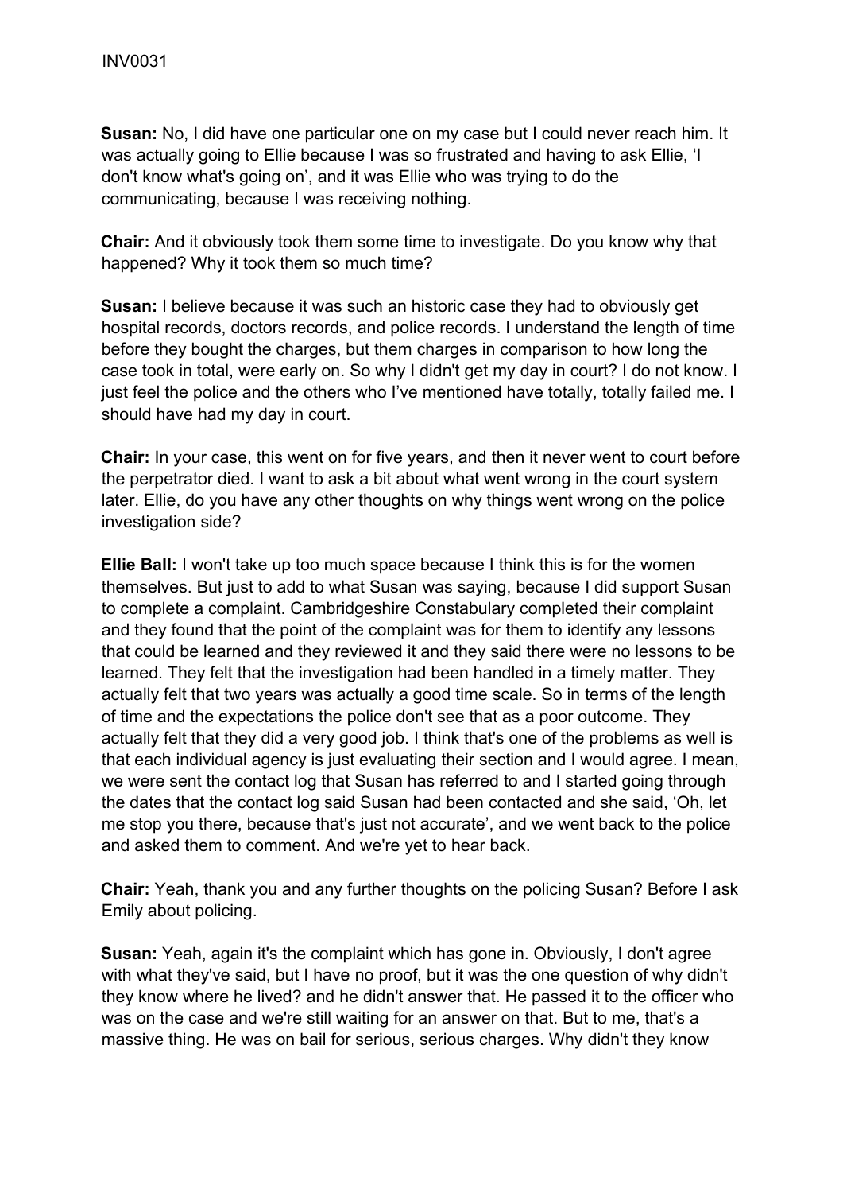**Susan:** No, I did have one particular one on my case but I could never reach him. It was actually going to Ellie because I was so frustrated and having to ask Ellie, 'I don't know what's going on', and it was Ellie who was trying to do the communicating, because I was receiving nothing.

**Chair:** And it obviously took them some time to investigate. Do you know why that happened? Why it took them so much time?

**Susan:** I believe because it was such an historic case they had to obviously get hospital records, doctors records, and police records. I understand the length of time before they bought the charges, but them charges in comparison to how long the case took in total, were early on. So why I didn't get my day in court? I do not know. I just feel the police and the others who I've mentioned have totally, totally failed me. I should have had my day in court.

**Chair:** In your case, this went on for five years, and then it never went to court before the perpetrator died. I want to ask a bit about what went wrong in the court system later. Ellie, do you have any other thoughts on why things went wrong on the police investigation side?

**Ellie Ball:** I won't take up too much space because I think this is for the women themselves. But just to add to what Susan was saying, because I did support Susan to complete a complaint. Cambridgeshire Constabulary completed their complaint and they found that the point of the complaint was for them to identify any lessons that could be learned and they reviewed it and they said there were no lessons to be learned. They felt that the investigation had been handled in a timely matter. They actually felt that two years was actually a good time scale. So in terms of the length of time and the expectations the police don't see that as a poor outcome. They actually felt that they did a very good job. I think that's one of the problems as well is that each individual agency is just evaluating their section and I would agree. I mean, we were sent the contact log that Susan has referred to and I started going through the dates that the contact log said Susan had been contacted and she said, 'Oh, let me stop you there, because that's just not accurate', and we went back to the police and asked them to comment. And we're yet to hear back.

**Chair:** Yeah, thank you and any further thoughts on the policing Susan? Before I ask Emily about policing.

**Susan:** Yeah, again it's the complaint which has gone in. Obviously, I don't agree with what they've said, but I have no proof, but it was the one question of why didn't they know where he lived? and he didn't answer that. He passed it to the officer who was on the case and we're still waiting for an answer on that. But to me, that's a massive thing. He was on bail for serious, serious charges. Why didn't they know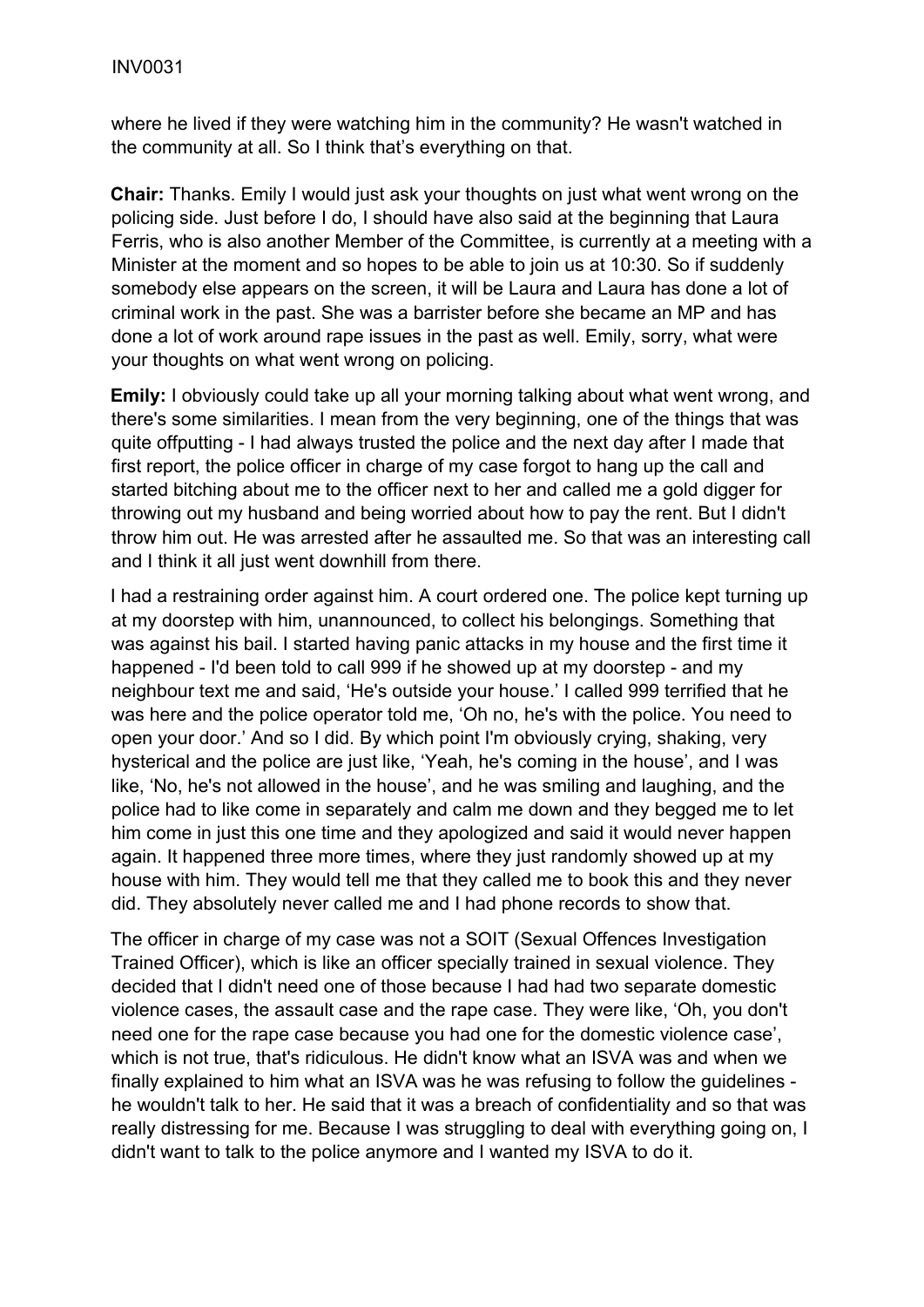where he lived if they were watching him in the community? He wasn't watched in the community at all. So I think that's everything on that.

**Chair:** Thanks. Emily I would just ask your thoughts on just what went wrong on the policing side. Just before I do, I should have also said at the beginning that Laura Ferris, who is also another Member of the Committee, is currently at a meeting with a Minister at the moment and so hopes to be able to join us at 10:30. So if suddenly somebody else appears on the screen, it will be Laura and Laura has done a lot of criminal work in the past. She was a barrister before she became an MP and has done a lot of work around rape issues in the past as well. Emily, sorry, what were your thoughts on what went wrong on policing.

**Emily:** I obviously could take up all your morning talking about what went wrong, and there's some similarities. I mean from the very beginning, one of the things that was quite offputting - I had always trusted the police and the next day after I made that first report, the police officer in charge of my case forgot to hang up the call and started bitching about me to the officer next to her and called me a gold digger for throwing out my husband and being worried about how to pay the rent. But I didn't throw him out. He was arrested after he assaulted me. So that was an interesting call and I think it all just went downhill from there.

I had a restraining order against him. A court ordered one. The police kept turning up at my doorstep with him, unannounced, to collect his belongings. Something that was against his bail. I started having panic attacks in my house and the first time it happened - I'd been told to call 999 if he showed up at my doorstep - and my neighbour text me and said, 'He's outside your house.' I called 999 terrified that he was here and the police operator told me, 'Oh no, he's with the police. You need to open your door.' And so I did. By which point I'm obviously crying, shaking, very hysterical and the police are just like, 'Yeah, he's coming in the house', and I was like, 'No, he's not allowed in the house', and he was smiling and laughing, and the police had to like come in separately and calm me down and they begged me to let him come in just this one time and they apologized and said it would never happen again. It happened three more times, where they just randomly showed up at my house with him. They would tell me that they called me to book this and they never did. They absolutely never called me and I had phone records to show that.

The officer in charge of my case was not a SOIT (Sexual Offences Investigation Trained Officer), which is like an officer specially trained in sexual violence. They decided that I didn't need one of those because I had had two separate domestic violence cases, the assault case and the rape case. They were like, 'Oh, you don't need one for the rape case because you had one for the domestic violence case', which is not true, that's ridiculous. He didn't know what an ISVA was and when we finally explained to him what an ISVA was he was refusing to follow the guidelines - he wouldn't talk to her. He said that it was a breach of confidentiality and so that was really distressing for me. Because I was struggling to deal with everything going on, I didn't want to talk to the police anymore and I wanted my ISVA to do it.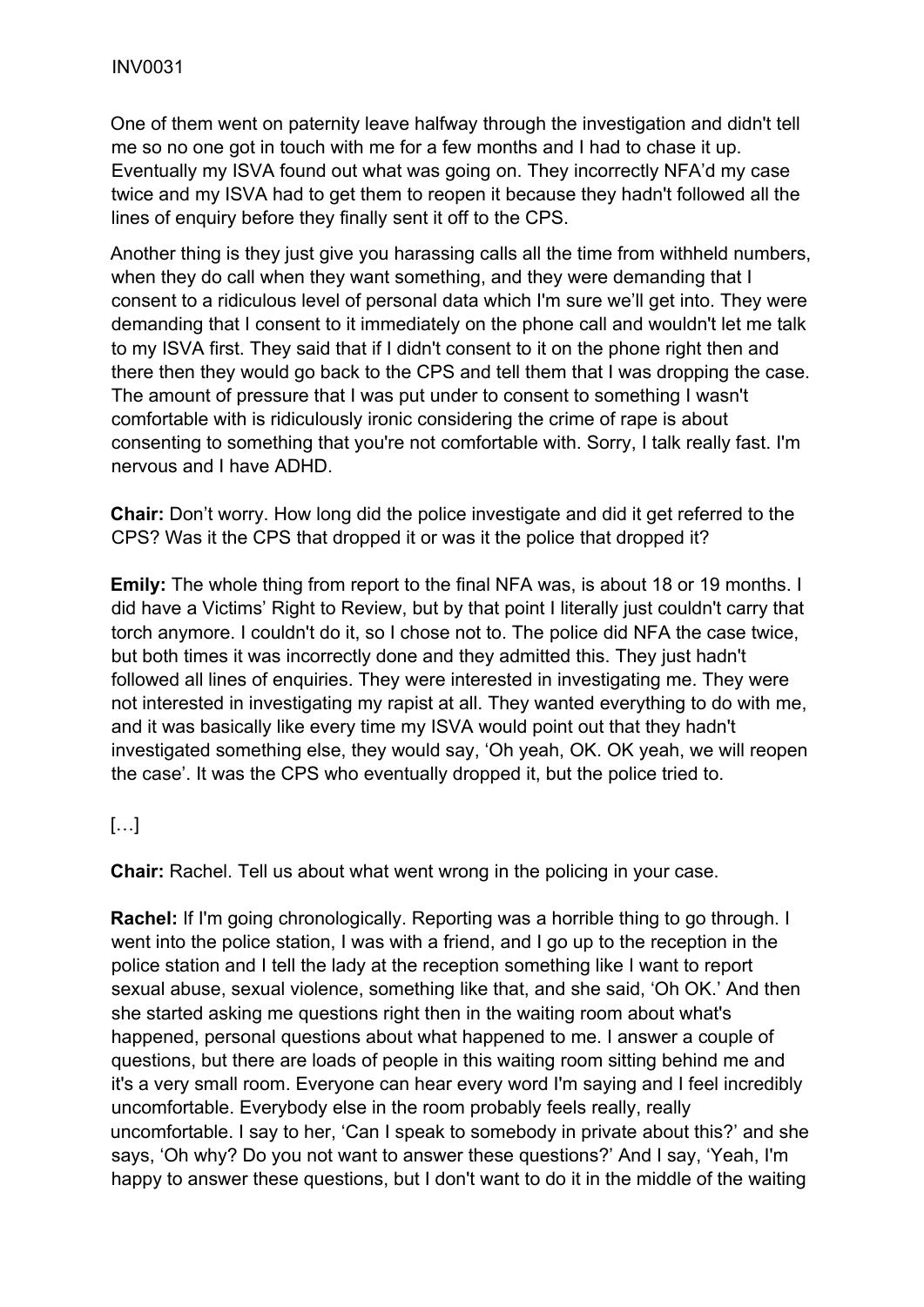One of them went on paternity leave halfway through the investigation and didn't tell me so no one got in touch with me for a few months and I had to chase it up. Eventually my ISVA found out what was going on. They incorrectly NFA'd my case twice and my ISVA had to get them to reopen it because they hadn't followed all the lines of enquiry before they finally sent it off to the CPS.

Another thing is they just give you harassing calls all the time from withheld numbers, when they do call when they want something, and they were demanding that I consent to a ridiculous level of personal data which I'm sure we'll get into. They were demanding that I consent to it immediately on the phone call and wouldn't let me talk to my ISVA first. They said that if I didn't consent to it on the phone right then and there then they would go back to the CPS and tell them that I was dropping the case. The amount of pressure that I was put under to consent to something I wasn't comfortable with is ridiculously ironic considering the crime of rape is about consenting to something that you're not comfortable with. Sorry, I talk really fast. I'm nervous and I have ADHD.

**Chair:** Don't worry. How long did the police investigate and did it get referred to the CPS? Was it the CPS that dropped it or was it the police that dropped it?

**Emily:** The whole thing from report to the final NFA was, is about 18 or 19 months. I did have a Victims' Right to Review, but by that point I literally just couldn't carry that torch anymore. I couldn't do it, so I chose not to. The police did NFA the case twice, but both times it was incorrectly done and they admitted this. They just hadn't followed all lines of enquiries. They were interested in investigating me. They were not interested in investigating my rapist at all. They wanted everything to do with me, and it was basically like every time my ISVA would point out that they hadn't investigated something else, they would say, 'Oh yeah, OK. OK yeah, we will reopen the case'. It was the CPS who eventually dropped it, but the police tried to.

[…]

**Chair:** Rachel. Tell us about what went wrong in the policing in your case.

**Rachel:** If I'm going chronologically. Reporting was a horrible thing to go through. I went into the police station, I was with a friend, and I go up to the reception in the police station and I tell the lady at the reception something like I want to report sexual abuse, sexual violence, something like that, and she said, 'Oh OK.' And then she started asking me questions right then in the waiting room about what's happened, personal questions about what happened to me. I answer a couple of questions, but there are loads of people in this waiting room sitting behind me and it's a very small room. Everyone can hear every word I'm saying and I feel incredibly uncomfortable. Everybody else in the room probably feels really, really uncomfortable. I say to her, 'Can I speak to somebody in private about this?' and she says, 'Oh why? Do you not want to answer these questions?' And I say, 'Yeah, I'm happy to answer these questions, but I don't want to do it in the middle of the waiting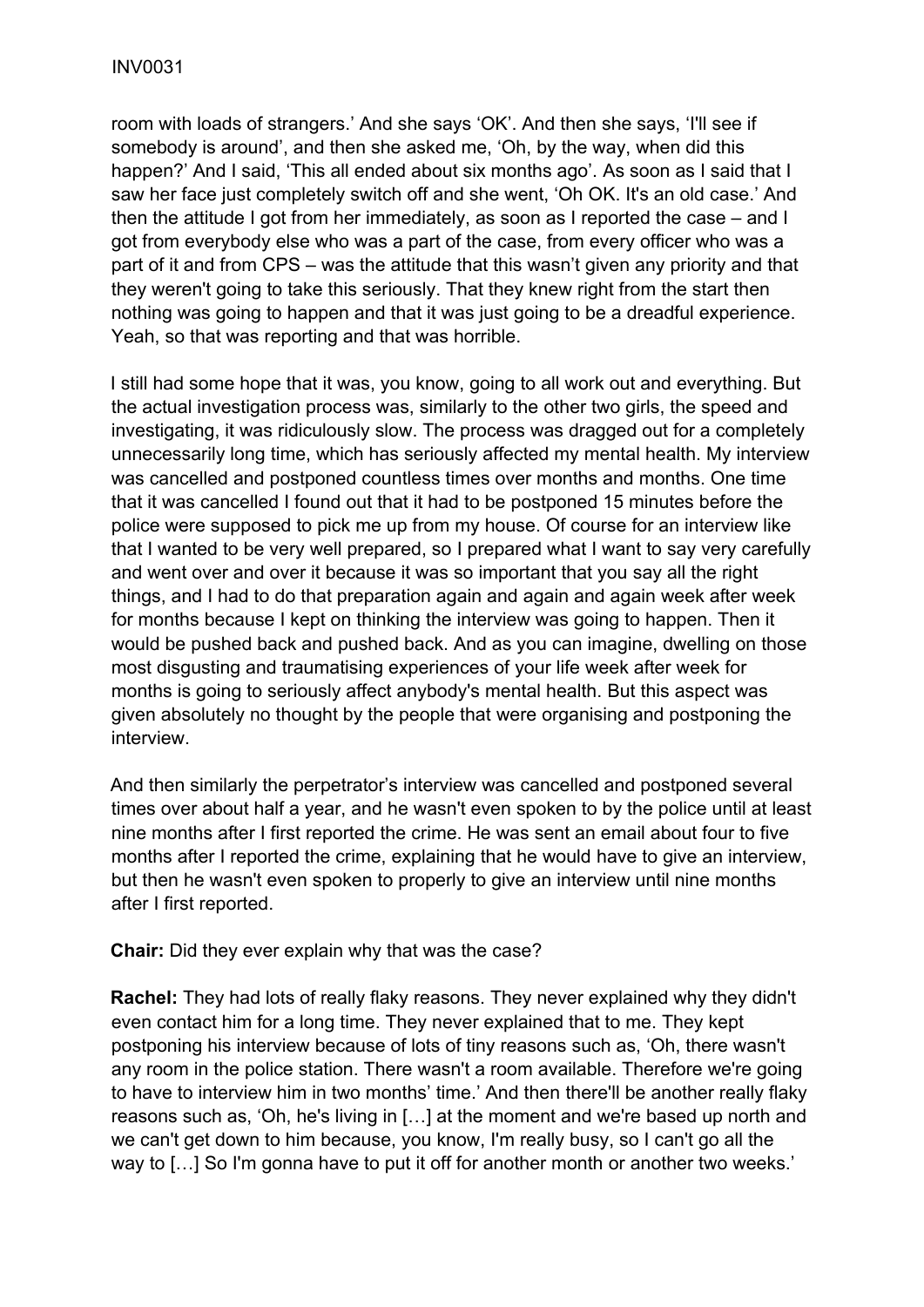room with loads of strangers.' And she says 'OK'. And then she says, 'I'll see if somebody is around', and then she asked me, 'Oh, by the way, when did this happen?' And I said, 'This all ended about six months ago'. As soon as I said that I saw her face just completely switch off and she went, 'Oh OK. It's an old case.' And then the attitude I got from her immediately, as soon as I reported the case – and I got from everybody else who was a part of the case, from every officer who was a part of it and from CPS – was the attitude that this wasn't given any priority and that they weren't going to take this seriously. That they knew right from the start then nothing was going to happen and that it was just going to be a dreadful experience. Yeah, so that was reporting and that was horrible.

I still had some hope that it was, you know, going to all work out and everything. But the actual investigation process was, similarly to the other two girls, the speed and investigating, it was ridiculously slow. The process was dragged out for a completely unnecessarily long time, which has seriously affected my mental health. My interview was cancelled and postponed countless times over months and months. One time that it was cancelled I found out that it had to be postponed 15 minutes before the police were supposed to pick me up from my house. Of course for an interview like that I wanted to be very well prepared, so I prepared what I want to say very carefully and went over and over it because it was so important that you say all the right things, and I had to do that preparation again and again and again week after week for months because I kept on thinking the interview was going to happen. Then it would be pushed back and pushed back. And as you can imagine, dwelling on those most disgusting and traumatising experiences of your life week after week for months is going to seriously affect anybody's mental health. But this aspect was given absolutely no thought by the people that were organising and postponing the interview.

And then similarly the perpetrator's interview was cancelled and postponed several times over about half a year, and he wasn't even spoken to by the police until at least nine months after I first reported the crime. He was sent an email about four to five months after I reported the crime, explaining that he would have to give an interview, but then he wasn't even spoken to properly to give an interview until nine months after I first reported.

**Chair:** Did they ever explain why that was the case?

**Rachel:** They had lots of really flaky reasons. They never explained why they didn't even contact him for a long time. They never explained that to me. They kept postponing his interview because of lots of tiny reasons such as, 'Oh, there wasn't any room in the police station. There wasn't a room available. Therefore we're going to have to interview him in two months' time.' And then there'll be another really flaky reasons such as, 'Oh, he's living in […] at the moment and we're based up north and we can't get down to him because, you know, I'm really busy, so I can't go all the way to […] So I'm gonna have to put it off for another month or another two weeks.'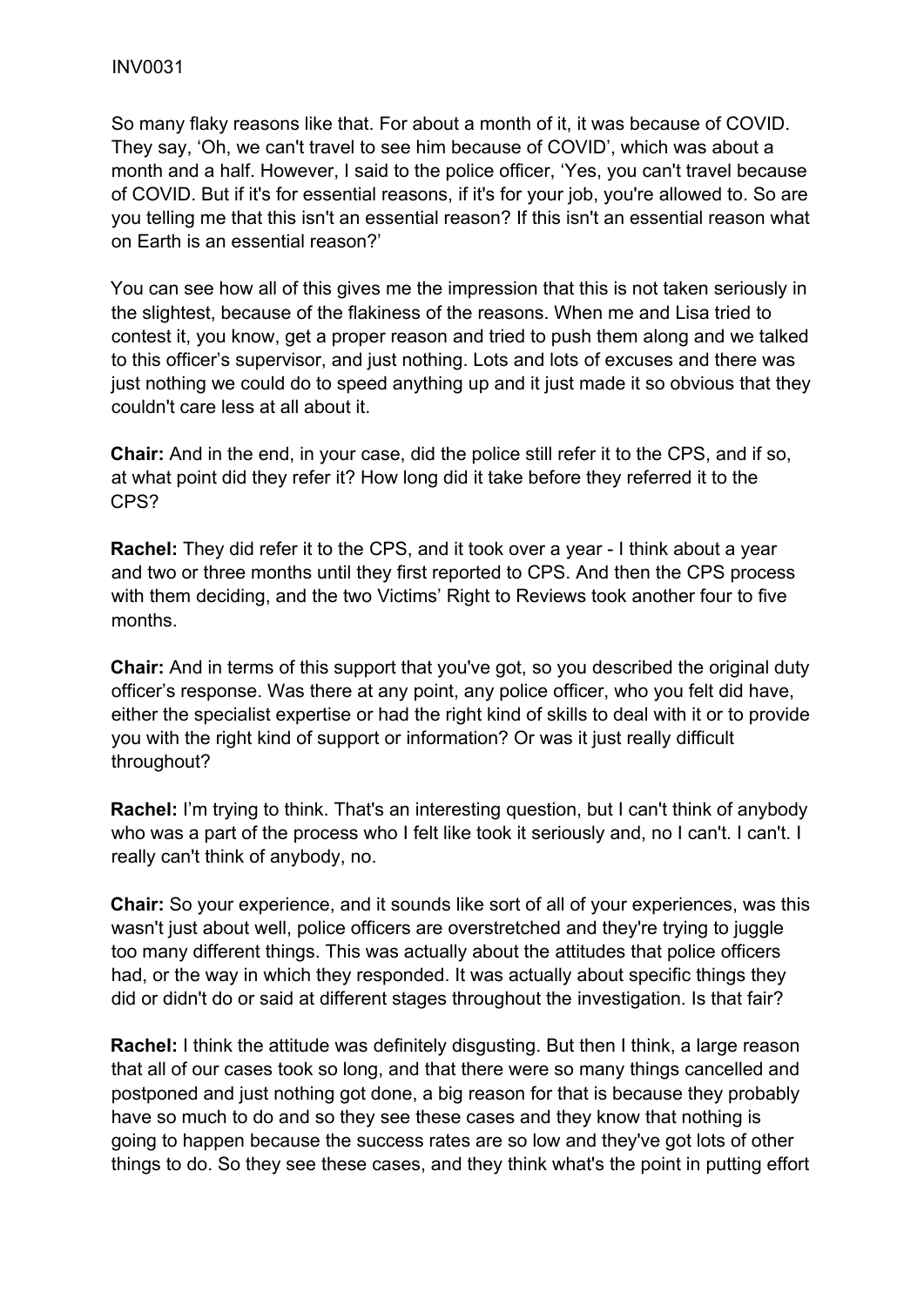So many flaky reasons like that. For about a month of it, it was because of COVID. They say, 'Oh, we can't travel to see him because of COVID', which was about a month and a half. However, I said to the police officer, 'Yes, you can't travel because of COVID. But if it's for essential reasons, if it's for your job, you're allowed to. So are you telling me that this isn't an essential reason? If this isn't an essential reason what on Earth is an essential reason?'

You can see how all of this gives me the impression that this is not taken seriously in the slightest, because of the flakiness of the reasons. When me and Lisa tried to contest it, you know, get a proper reason and tried to push them along and we talked to this officer's supervisor, and just nothing. Lots and lots of excuses and there was just nothing we could do to speed anything up and it just made it so obvious that they couldn't care less at all about it.

**Chair:** And in the end, in your case, did the police still refer it to the CPS, and if so, at what point did they refer it? How long did it take before they referred it to the CPS?

**Rachel:** They did refer it to the CPS, and it took over a year - I think about a year and two or three months until they first reported to CPS. And then the CPS process with them deciding, and the two Victims' Right to Reviews took another four to five months.

**Chair:** And in terms of this support that you've got, so you described the original duty officer's response. Was there at any point, any police officer, who you felt did have, either the specialist expertise or had the right kind of skills to deal with it or to provide you with the right kind of support or information? Or was it just really difficult throughout?

**Rachel:** I'm trying to think. That's an interesting question, but I can't think of anybody who was a part of the process who I felt like took it seriously and, no I can't. I can't. I really can't think of anybody, no.

**Chair:** So your experience, and it sounds like sort of all of your experiences, was this wasn't just about well, police officers are overstretched and they're trying to juggle too many different things. This was actually about the attitudes that police officers had, or the way in which they responded. It was actually about specific things they did or didn't do or said at different stages throughout the investigation. Is that fair?

**Rachel:** I think the attitude was definitely disgusting. But then I think, a large reason that all of our cases took so long, and that there were so many things cancelled and postponed and just nothing got done, a big reason for that is because they probably have so much to do and so they see these cases and they know that nothing is going to happen because the success rates are so low and they've got lots of other things to do. So they see these cases, and they think what's the point in putting effort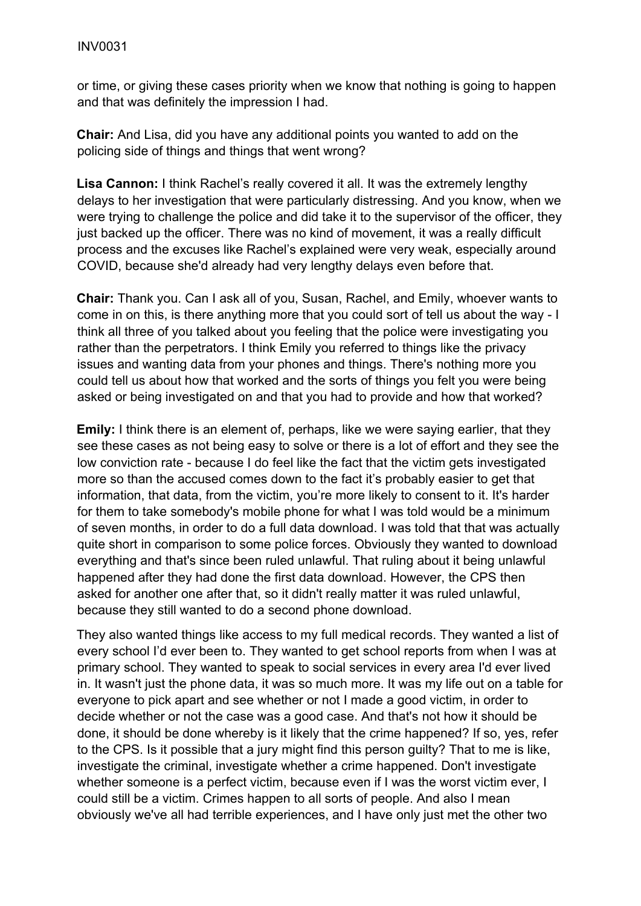or time, or giving these cases priority when we know that nothing is going to happen and that was definitely the impression I had.

**Chair:** And Lisa, did you have any additional points you wanted to add on the policing side of things and things that went wrong?

**Lisa Cannon:** I think Rachel's really covered it all. It was the extremely lengthy delays to her investigation that were particularly distressing. And you know, when we were trying to challenge the police and did take it to the supervisor of the officer, they just backed up the officer. There was no kind of movement, it was a really difficult process and the excuses like Rachel's explained were very weak, especially around COVID, because she'd already had very lengthy delays even before that.

**Chair:** Thank you. Can I ask all of you, Susan, Rachel, and Emily, whoever wants to come in on this, is there anything more that you could sort of tell us about the way - I think all three of you talked about you feeling that the police were investigating you rather than the perpetrators. I think Emily you referred to things like the privacy issues and wanting data from your phones and things. There's nothing more you could tell us about how that worked and the sorts of things you felt you were being asked or being investigated on and that you had to provide and how that worked?

**Emily:** I think there is an element of, perhaps, like we were saying earlier, that they see these cases as not being easy to solve or there is a lot of effort and they see the low conviction rate - because I do feel like the fact that the victim gets investigated more so than the accused comes down to the fact it's probably easier to get that information, that data, from the victim, you're more likely to consent to it. It's harder for them to take somebody's mobile phone for what I was told would be a minimum of seven months, in order to do a full data download. I was told that that was actually quite short in comparison to some police forces. Obviously they wanted to download everything and that's since been ruled unlawful. That ruling about it being unlawful happened after they had done the first data download. However, the CPS then asked for another one after that, so it didn't really matter it was ruled unlawful, because they still wanted to do a second phone download.

They also wanted things like access to my full medical records. They wanted a list of every school I'd ever been to. They wanted to get school reports from when I was at primary school. They wanted to speak to social services in every area I'd ever lived in. It wasn't just the phone data, it was so much more. It was my life out on a table for everyone to pick apart and see whether or not I made a good victim, in order to decide whether or not the case was a good case. And that's not how it should be done, it should be done whereby is it likely that the crime happened? If so, yes, refer to the CPS. Is it possible that a jury might find this person guilty? That to me is like, investigate the criminal, investigate whether a crime happened. Don't investigate whether someone is a perfect victim, because even if I was the worst victim ever, I could still be a victim. Crimes happen to all sorts of people. And also I mean obviously we've all had terrible experiences, and I have only just met the other two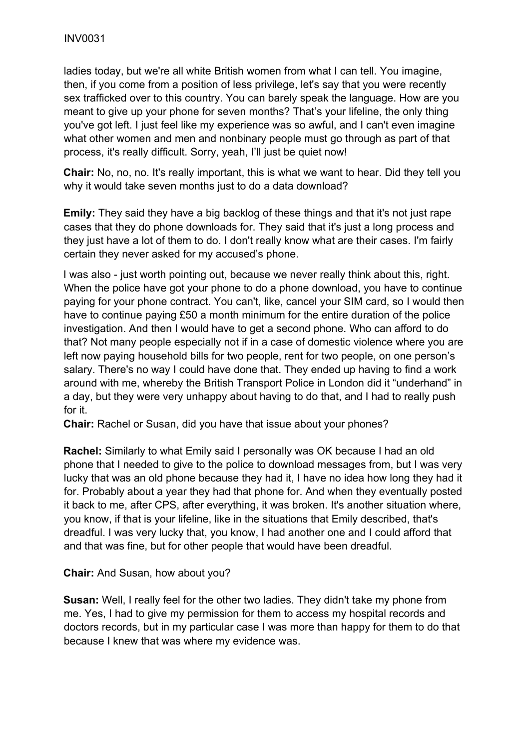ladies today, but we're all white British women from what I can tell. You imagine, then, if you come from a position of less privilege, let's say that you were recently sex trafficked over to this country. You can barely speak the language. How are you meant to give up your phone for seven months? That's your lifeline, the only thing you've got left. I just feel like my experience was so awful, and I can't even imagine what other women and men and nonbinary people must go through as part of that process, it's really difficult. Sorry, yeah, I'll just be quiet now!

**Chair:** No, no, no. It's really important, this is what we want to hear. Did they tell you why it would take seven months just to do a data download?

**Emily:** They said they have a big backlog of these things and that it's not just rape cases that they do phone downloads for. They said that it's just a long process and they just have a lot of them to do. I don't really know what are their cases. I'm fairly certain they never asked for my accused's phone.

I was also - just worth pointing out, because we never really think about this, right. When the police have got your phone to do a phone download, you have to continue paying for your phone contract. You can't, like, cancel your SIM card, so I would then have to continue paying £50 a month minimum for the entire duration of the police investigation. And then I would have to get a second phone. Who can afford to do that? Not many people especially not if in a case of domestic violence where you are left now paying household bills for two people, rent for two people, on one person's salary. There's no way I could have done that. They ended up having to find a work around with me, whereby the British Transport Police in London did it "underhand" in a day, but they were very unhappy about having to do that, and I had to really push for it.

**Chair:** Rachel or Susan, did you have that issue about your phones?

**Rachel:** Similarly to what Emily said I personally was OK because I had an old phone that I needed to give to the police to download messages from, but I was very lucky that was an old phone because they had it, I have no idea how long they had it for. Probably about a year they had that phone for. And when they eventually posted it back to me, after CPS, after everything, it was broken. It's another situation where, you know, if that is your lifeline, like in the situations that Emily described, that's dreadful. I was very lucky that, you know, I had another one and I could afford that and that was fine, but for other people that would have been dreadful.

**Chair:** And Susan, how about you?

**Susan:** Well, I really feel for the other two ladies. They didn't take my phone from me. Yes, I had to give my permission for them to access my hospital records and doctors records, but in my particular case I was more than happy for them to do that because I knew that was where my evidence was.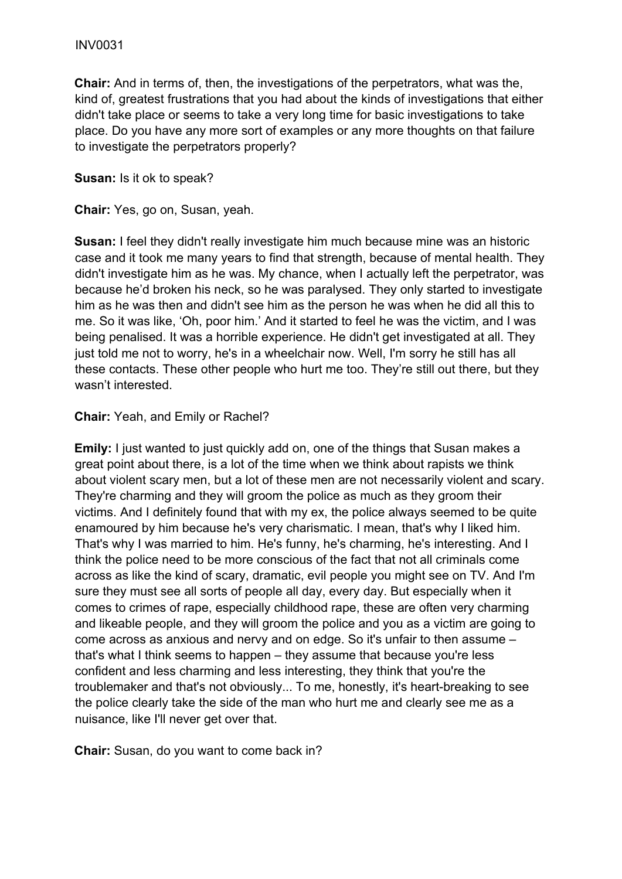**Chair:** And in terms of, then, the investigations of the perpetrators, what was the, kind of, greatest frustrations that you had about the kinds of investigations that either didn't take place or seems to take a very long time for basic investigations to take place. Do you have any more sort of examples or any more thoughts on that failure to investigate the perpetrators properly?

**Susan:** Is it ok to speak?

**Chair:** Yes, go on, Susan, yeah.

**Susan:** I feel they didn't really investigate him much because mine was an historic case and it took me many years to find that strength, because of mental health. They didn't investigate him as he was. My chance, when I actually left the perpetrator, was because he'd broken his neck, so he was paralysed. They only started to investigate him as he was then and didn't see him as the person he was when he did all this to me. So it was like, 'Oh, poor him.' And it started to feel he was the victim, and I was being penalised. It was a horrible experience. He didn't get investigated at all. They just told me not to worry, he's in a wheelchair now. Well, I'm sorry he still has all these contacts. These other people who hurt me too. They're still out there, but they wasn't interested.

**Chair:** Yeah, and Emily or Rachel?

**Emily:** I just wanted to just quickly add on, one of the things that Susan makes a great point about there, is a lot of the time when we think about rapists we think about violent scary men, but a lot of these men are not necessarily violent and scary. They're charming and they will groom the police as much as they groom their victims. And I definitely found that with my ex, the police always seemed to be quite enamoured by him because he's very charismatic. I mean, that's why I liked him. That's why I was married to him. He's funny, he's charming, he's interesting. And I think the police need to be more conscious of the fact that not all criminals come across as like the kind of scary, dramatic, evil people you might see on TV. And I'm sure they must see all sorts of people all day, every day. But especially when it comes to crimes of rape, especially childhood rape, these are often very charming and likeable people, and they will groom the police and you as a victim are going to come across as anxious and nervy and on edge. So it's unfair to then assume – that's what I think seems to happen – they assume that because you're less confident and less charming and less interesting, they think that you're the troublemaker and that's not obviously... To me, honestly, it's heart-breaking to see the police clearly take the side of the man who hurt me and clearly see me as a nuisance, like I'll never get over that.

**Chair:** Susan, do you want to come back in?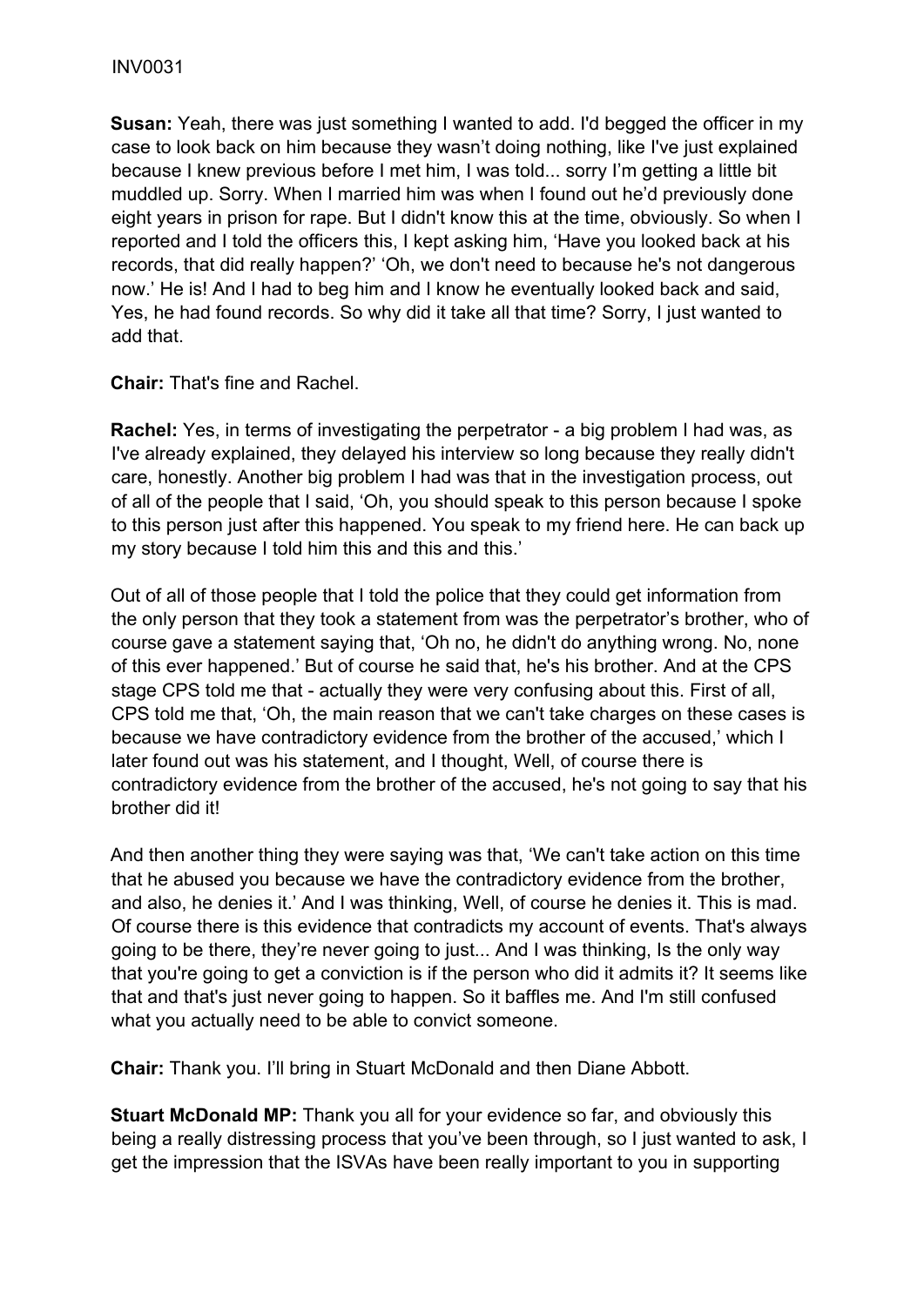**Susan:** Yeah, there was just something I wanted to add. I'd begged the officer in my case to look back on him because they wasn't doing nothing, like I've just explained because I knew previous before I met him, I was told... sorry I'm getting a little bit muddled up. Sorry. When I married him was when I found out he'd previously done eight years in prison for rape. But I didn't know this at the time, obviously. So when I reported and I told the officers this, I kept asking him, 'Have you looked back at his records, that did really happen?' 'Oh, we don't need to because he's not dangerous now.' He is! And I had to beg him and I know he eventually looked back and said, Yes, he had found records. So why did it take all that time? Sorry, I just wanted to add that.

**Chair:** That's fine and Rachel.

**Rachel:** Yes, in terms of investigating the perpetrator - a big problem I had was, as I've already explained, they delayed his interview so long because they really didn't care, honestly. Another big problem I had was that in the investigation process, out of all of the people that I said, 'Oh, you should speak to this person because I spoke to this person just after this happened. You speak to my friend here. He can back up my story because I told him this and this and this.'

Out of all of those people that I told the police that they could get information from the only person that they took a statement from was the perpetrator's brother, who of course gave a statement saying that, 'Oh no, he didn't do anything wrong. No, none of this ever happened.' But of course he said that, he's his brother. And at the CPS stage CPS told me that - actually they were very confusing about this. First of all, CPS told me that, 'Oh, the main reason that we can't take charges on these cases is because we have contradictory evidence from the brother of the accused,' which I later found out was his statement, and I thought, Well, of course there is contradictory evidence from the brother of the accused, he's not going to say that his brother did it!

And then another thing they were saying was that, 'We can't take action on this time that he abused you because we have the contradictory evidence from the brother, and also, he denies it.' And I was thinking, Well, of course he denies it. This is mad. Of course there is this evidence that contradicts my account of events. That's always going to be there, they're never going to just... And I was thinking, Is the only way that you're going to get a conviction is if the person who did it admits it? It seems like that and that's just never going to happen. So it baffles me. And I'm still confused what you actually need to be able to convict someone.

**Chair:** Thank you. I'll bring in Stuart McDonald and then Diane Abbott.

**Stuart McDonald MP:** Thank you all for your evidence so far, and obviously this being a really distressing process that you've been through, so I just wanted to ask, I get the impression that the ISVAs have been really important to you in supporting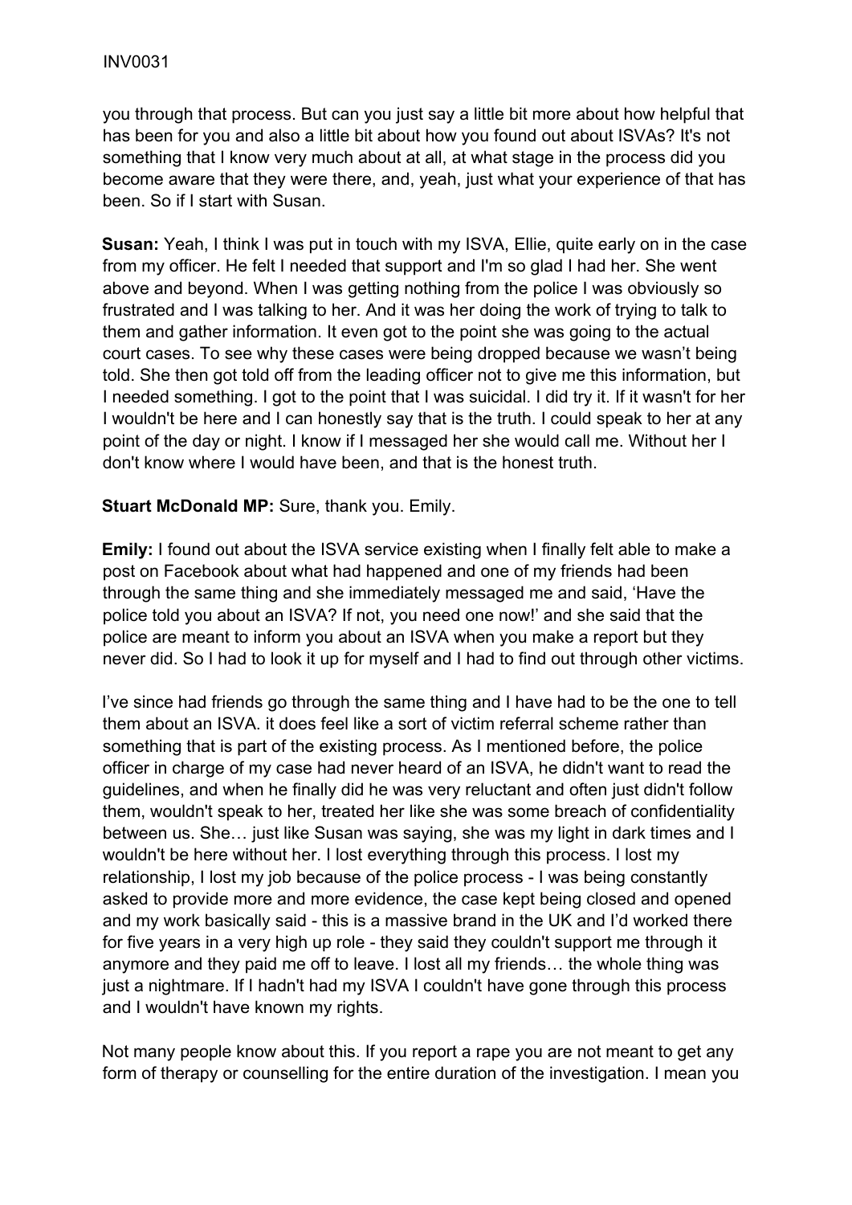you through that process. But can you just say a little bit more about how helpful that has been for you and also a little bit about how you found out about ISVAs? It's not something that I know very much about at all, at what stage in the process did you become aware that they were there, and, yeah, just what your experience of that has been. So if I start with Susan.

**Susan:** Yeah, I think I was put in touch with my ISVA, Ellie, quite early on in the case from my officer. He felt I needed that support and I'm so glad I had her. She went above and beyond. When I was getting nothing from the police I was obviously so frustrated and I was talking to her. And it was her doing the work of trying to talk to them and gather information. It even got to the point she was going to the actual court cases. To see why these cases were being dropped because we wasn't being told. She then got told off from the leading officer not to give me this information, but I needed something. I got to the point that I was suicidal. I did try it. If it wasn't for her I wouldn't be here and I can honestly say that is the truth. I could speak to her at any point of the day or night. I know if I messaged her she would call me. Without her I don't know where I would have been, and that is the honest truth.

**Stuart McDonald MP:** Sure, thank you. Emily.

**Emily:** I found out about the ISVA service existing when I finally felt able to make a post on Facebook about what had happened and one of my friends had been through the same thing and she immediately messaged me and said, 'Have the police told you about an ISVA? If not, you need one now!' and she said that the police are meant to inform you about an ISVA when you make a report but they never did. So I had to look it up for myself and I had to find out through other victims.

I've since had friends go through the same thing and I have had to be the one to tell them about an ISVA. it does feel like a sort of victim referral scheme rather than something that is part of the existing process. As I mentioned before, the police officer in charge of my case had never heard of an ISVA, he didn't want to read the guidelines, and when he finally did he was very reluctant and often just didn't follow them, wouldn't speak to her, treated her like she was some breach of confidentiality between us. She… just like Susan was saying, she was my light in dark times and I wouldn't be here without her. I lost everything through this process. I lost my relationship, I lost my job because of the police process - I was being constantly asked to provide more and more evidence, the case kept being closed and opened and my work basically said - this is a massive brand in the UK and I'd worked there for five years in a very high up role - they said they couldn't support me through it anymore and they paid me off to leave. I lost all my friends… the whole thing was just a nightmare. If I hadn't had my ISVA I couldn't have gone through this process and I wouldn't have known my rights.

Not many people know about this. If you report a rape you are not meant to get any form of therapy or counselling for the entire duration of the investigation. I mean you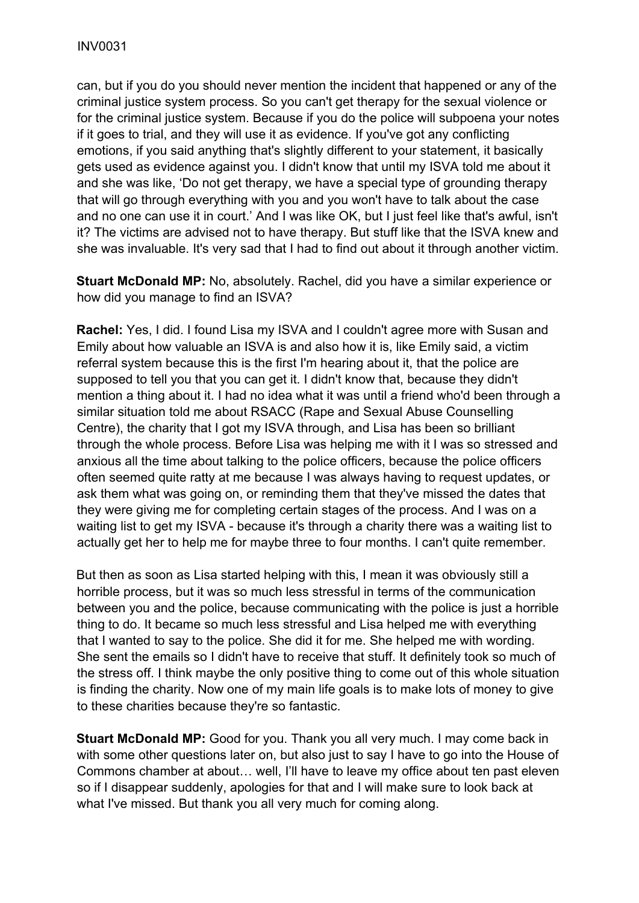can, but if you do you should never mention the incident that happened or any of the criminal justice system process. So you can't get therapy for the sexual violence or for the criminal justice system. Because if you do the police will subpoena your notes if it goes to trial, and they will use it as evidence. If you've got any conflicting emotions, if you said anything that's slightly different to your statement, it basically gets used as evidence against you. I didn't know that until my ISVA told me about it and she was like, 'Do not get therapy, we have a special type of grounding therapy that will go through everything with you and you won't have to talk about the case and no one can use it in court.' And I was like OK, but I just feel like that's awful, isn't it? The victims are advised not to have therapy. But stuff like that the ISVA knew and she was invaluable. It's very sad that I had to find out about it through another victim.

**Stuart McDonald MP:** No, absolutely. Rachel, did you have a similar experience or how did you manage to find an ISVA?

**Rachel:** Yes, I did. I found Lisa my ISVA and I couldn't agree more with Susan and Emily about how valuable an ISVA is and also how it is, like Emily said, a victim referral system because this is the first I'm hearing about it, that the police are supposed to tell you that you can get it. I didn't know that, because they didn't mention a thing about it. I had no idea what it was until a friend who'd been through a similar situation told me about RSACC (Rape and Sexual Abuse Counselling Centre), the charity that I got my ISVA through, and Lisa has been so brilliant through the whole process. Before Lisa was helping me with it I was so stressed and anxious all the time about talking to the police officers, because the police officers often seemed quite ratty at me because I was always having to request updates, or ask them what was going on, or reminding them that they've missed the dates that they were giving me for completing certain stages of the process. And I was on a waiting list to get my ISVA - because it's through a charity there was a waiting list to actually get her to help me for maybe three to four months. I can't quite remember.

But then as soon as Lisa started helping with this, I mean it was obviously still a horrible process, but it was so much less stressful in terms of the communication between you and the police, because communicating with the police is just a horrible thing to do. It became so much less stressful and Lisa helped me with everything that I wanted to say to the police. She did it for me. She helped me with wording. She sent the emails so I didn't have to receive that stuff. It definitely took so much of the stress off. I think maybe the only positive thing to come out of this whole situation is finding the charity. Now one of my main life goals is to make lots of money to give to these charities because they're so fantastic.

**Stuart McDonald MP:** Good for you. Thank you all very much. I may come back in with some other questions later on, but also just to say I have to go into the House of Commons chamber at about… well, I'll have to leave my office about ten past eleven so if I disappear suddenly, apologies for that and I will make sure to look back at what I've missed. But thank you all very much for coming along.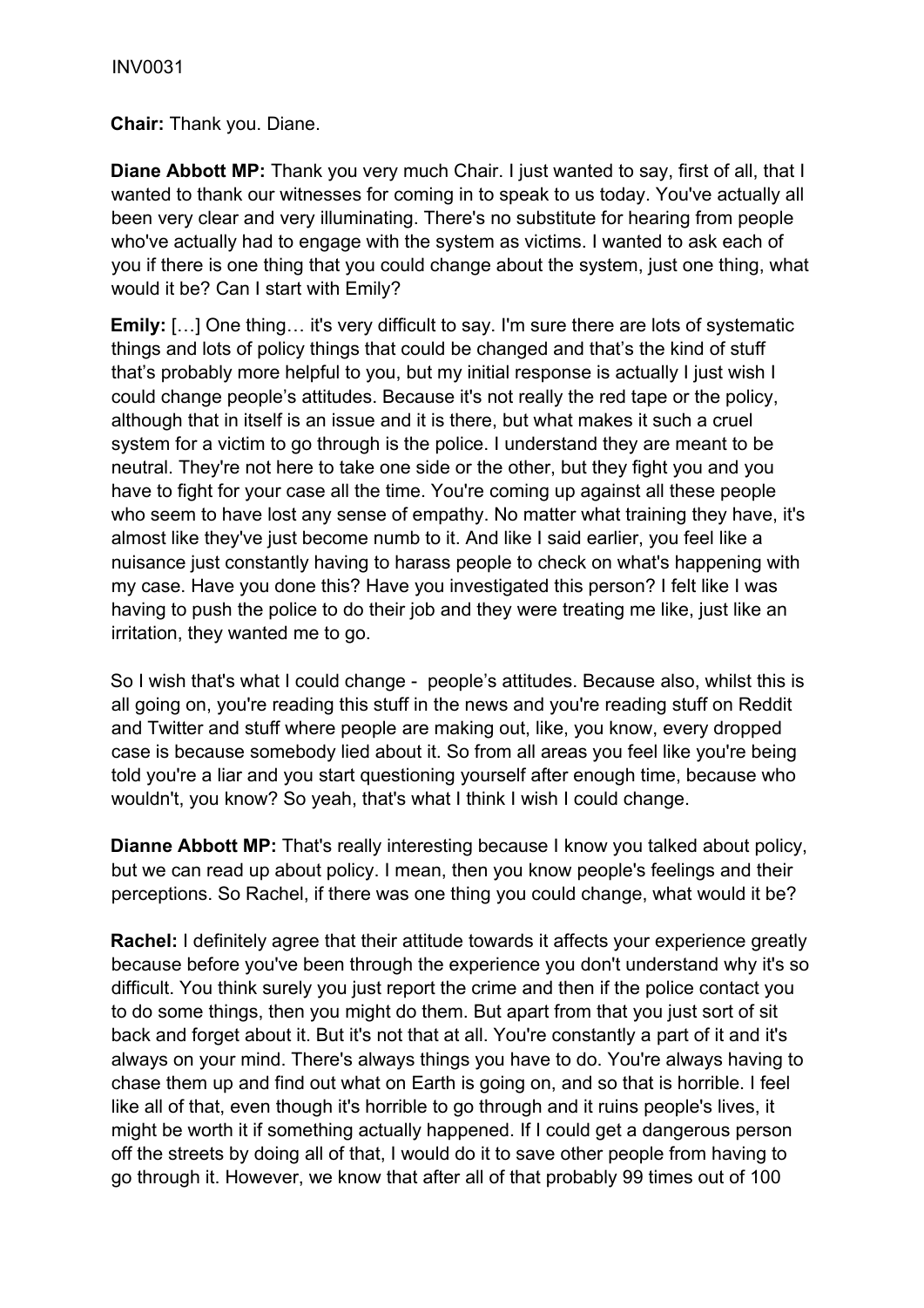**Chair:** Thank you. Diane.

**Diane Abbott MP:** Thank you very much Chair. I just wanted to say, first of all, that I wanted to thank our witnesses for coming in to speak to us today. You've actually all been very clear and very illuminating. There's no substitute for hearing from people who've actually had to engage with the system as victims. I wanted to ask each of you if there is one thing that you could change about the system, just one thing, what would it be? Can I start with Emily?

**Emily:** […] One thing… it's very difficult to say. I'm sure there are lots of systematic things and lots of policy things that could be changed and that's the kind of stuff that's probably more helpful to you, but my initial response is actually I just wish I could change people's attitudes. Because it's not really the red tape or the policy, although that in itself is an issue and it is there, but what makes it such a cruel system for a victim to go through is the police. I understand they are meant to be neutral. They're not here to take one side or the other, but they fight you and you have to fight for your case all the time. You're coming up against all these people who seem to have lost any sense of empathy. No matter what training they have, it's almost like they've just become numb to it. And like I said earlier, you feel like a nuisance just constantly having to harass people to check on what's happening with my case. Have you done this? Have you investigated this person? I felt like I was having to push the police to do their job and they were treating me like, just like an irritation, they wanted me to go.

So I wish that's what I could change - people's attitudes. Because also, whilst this is all going on, you're reading this stuff in the news and you're reading stuff on Reddit and Twitter and stuff where people are making out, like, you know, every dropped case is because somebody lied about it. So from all areas you feel like you're being told you're a liar and you start questioning yourself after enough time, because who wouldn't, you know? So yeah, that's what I think I wish I could change.

**Dianne Abbott MP:** That's really interesting because I know you talked about policy, but we can read up about policy. I mean, then you know people's feelings and their perceptions. So Rachel, if there was one thing you could change, what would it be?

**Rachel:** I definitely agree that their attitude towards it affects your experience greatly because before you've been through the experience you don't understand why it's so difficult. You think surely you just report the crime and then if the police contact you to do some things, then you might do them. But apart from that you just sort of sit back and forget about it. But it's not that at all. You're constantly a part of it and it's always on your mind. There's always things you have to do. You're always having to chase them up and find out what on Earth is going on, and so that is horrible. I feel like all of that, even though it's horrible to go through and it ruins people's lives, it might be worth it if something actually happened. If I could get a dangerous person off the streets by doing all of that, I would do it to save other people from having to go through it. However, we know that after all of that probably 99 times out of 100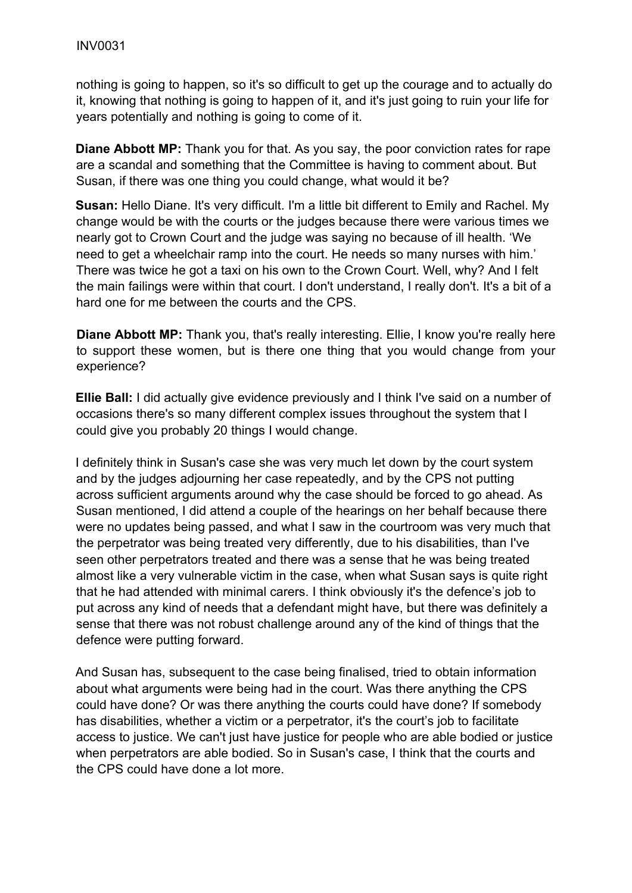nothing is going to happen, so it's so difficult to get up the courage and to actually do it, knowing that nothing is going to happen of it, and it's just going to ruin your life for years potentially and nothing is going to come of it.

**Diane Abbott MP:** Thank you for that. As you say, the poor conviction rates for rape are a scandal and something that the Committee is having to comment about. But Susan, if there was one thing you could change, what would it be?

**Susan:** Hello Diane. It's very difficult. I'm a little bit different to Emily and Rachel. My change would be with the courts or the judges because there were various times we nearly got to Crown Court and the judge was saying no because of ill health. 'We need to get a wheelchair ramp into the court. He needs so many nurses with him.' There was twice he got a taxi on his own to the Crown Court. Well, why? And I felt the main failings were within that court. I don't understand, I really don't. It's a bit of a hard one for me between the courts and the CPS.

**Diane Abbott MP:** Thank you, that's really interesting. Ellie, I know you're really here to support these women, but is there one thing that you would change from your experience?

**Ellie Ball:** I did actually give evidence previously and I think I've said on a number of occasions there's so many different complex issues throughout the system that I could give you probably 20 things I would change.

I definitely think in Susan's case she was very much let down by the court system and by the judges adjourning her case repeatedly, and by the CPS not putting across sufficient arguments around why the case should be forced to go ahead. As Susan mentioned, I did attend a couple of the hearings on her behalf because there were no updates being passed, and what I saw in the courtroom was very much that the perpetrator was being treated very differently, due to his disabilities, than I've seen other perpetrators treated and there was a sense that he was being treated almost like a very vulnerable victim in the case, when what Susan says is quite right that he had attended with minimal carers. I think obviously it's the defence's job to put across any kind of needs that a defendant might have, but there was definitely a sense that there was not robust challenge around any of the kind of things that the defence were putting forward.

And Susan has, subsequent to the case being finalised, tried to obtain information about what arguments were being had in the court. Was there anything the CPS could have done? Or was there anything the courts could have done? If somebody has disabilities, whether a victim or a perpetrator, it's the court's job to facilitate access to justice. We can't just have justice for people who are able bodied or justice when perpetrators are able bodied. So in Susan's case, I think that the courts and the CPS could have done a lot more.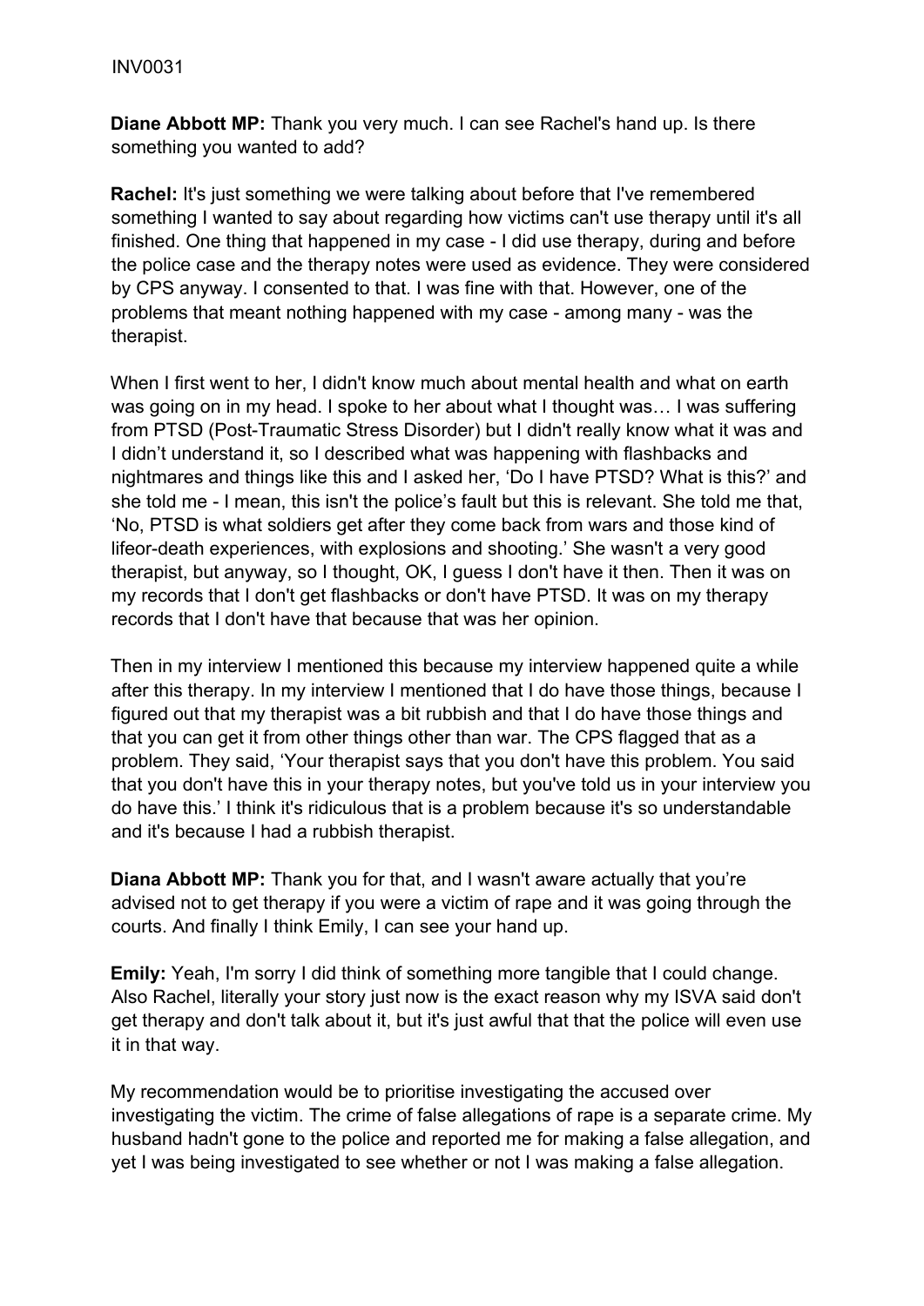INV0031

**Diane Abbott MP:** Thank you very much. I can see Rachel's hand up. Is there something you wanted to add?

**Rachel:** It's just something we were talking about before that I've remembered something I wanted to say about regarding how victims can't use therapy until it's all finished. One thing that happened in my case - I did use therapy, during and before the police case and the therapy notes were used as evidence. They were considered by CPS anyway. I consented to that. I was fine with that. However, one of the problems that meant nothing happened with my case - among many - was the therapist.

When I first went to her, I didn't know much about mental health and what on earth was going on in my head. I spoke to her about what I thought was… I was suffering from PTSD (Post-Traumatic Stress Disorder) but I didn't really know what it was and I didn't understand it, so I described what was happening with flashbacks and nightmares and things like this and I asked her, 'Do I have PTSD? What is this?' and she told me - I mean, this isn't the police's fault but this is relevant. She told me that, 'No, PTSD is what soldiers get after they come back from wars and those kind of lifeor-death experiences, with explosions and shooting.' She wasn't a very good therapist, but anyway, so I thought, OK, I guess I don't have it then. Then it was on my records that I don't get flashbacks or don't have PTSD. It was on my therapy records that I don't have that because that was her opinion.

Then in my interview I mentioned this because my interview happened quite a while after this therapy. In my interview I mentioned that I do have those things, because I figured out that my therapist was a bit rubbish and that I do have those things and that you can get it from other things other than war. The CPS flagged that as a problem. They said, 'Your therapist says that you don't have this problem. You said that you don't have this in your therapy notes, but you've told us in your interview you do have this.' I think it's ridiculous that is a problem because it's so understandable and it's because I had a rubbish therapist.

**Diana Abbott MP:** Thank you for that, and I wasn't aware actually that you're advised not to get therapy if you were a victim of rape and it was going through the courts. And finally I think Emily, I can see your hand up.

**Emily:** Yeah, I'm sorry I did think of something more tangible that I could change. Also Rachel, literally your story just now is the exact reason why my ISVA said don't get therapy and don't talk about it, but it's just awful that that the police will even use it in that way.

My recommendation would be to prioritise investigating the accused over investigating the victim. The crime of false allegations of rape is a separate crime. My husband hadn't gone to the police and reported me for making a false allegation, and yet I was being investigated to see whether or not I was making a false allegation.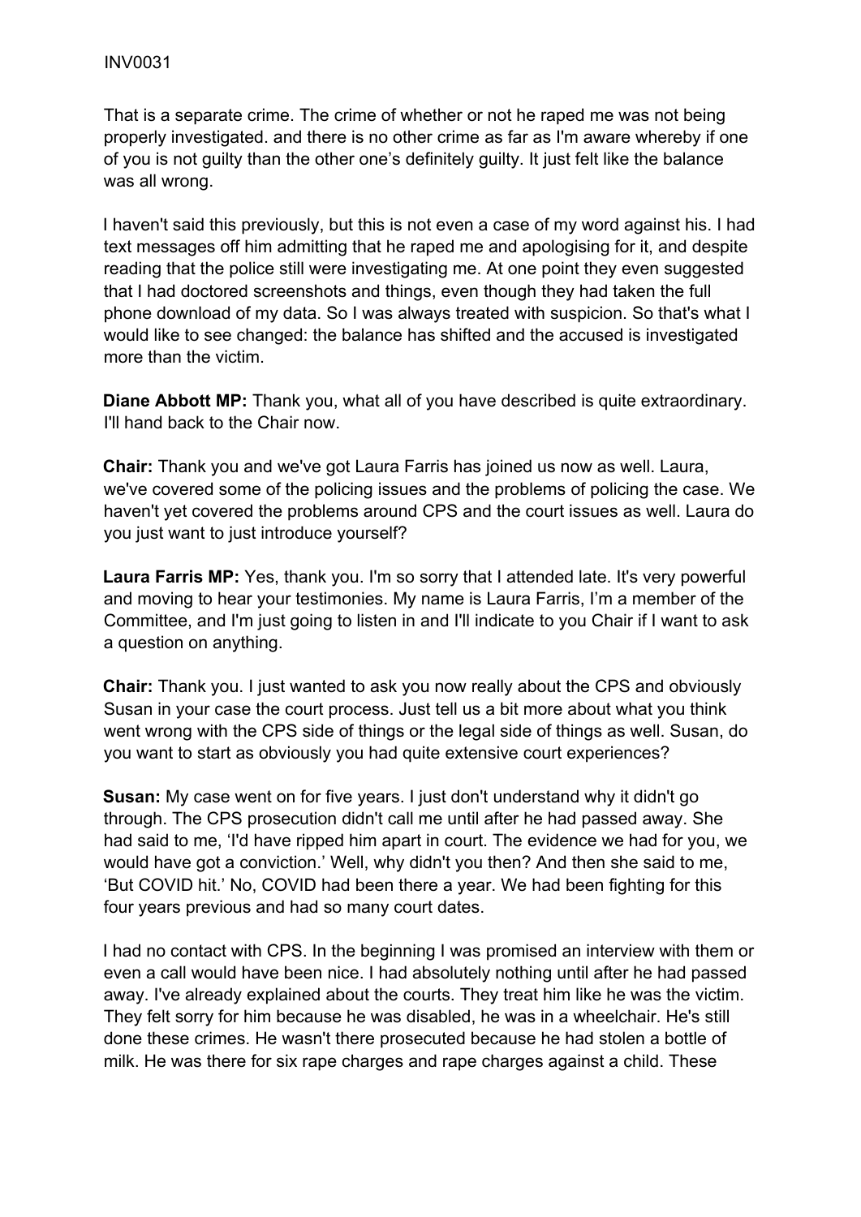That is a separate crime. The crime of whether or not he raped me was not being properly investigated. and there is no other crime as far as I'm aware whereby if one of you is not guilty than the other one's definitely guilty. It just felt like the balance was all wrong.

I haven't said this previously, but this is not even a case of my word against his. I had text messages off him admitting that he raped me and apologising for it, and despite reading that the police still were investigating me. At one point they even suggested that I had doctored screenshots and things, even though they had taken the full phone download of my data. So I was always treated with suspicion. So that's what I would like to see changed: the balance has shifted and the accused is investigated more than the victim.

**Diane Abbott MP:** Thank you, what all of you have described is quite extraordinary. I'll hand back to the Chair now.

**Chair:** Thank you and we've got Laura Farris has joined us now as well. Laura, we've covered some of the policing issues and the problems of policing the case. We haven't yet covered the problems around CPS and the court issues as well. Laura do you just want to just introduce yourself?

**Laura Farris MP:** Yes, thank you. I'm so sorry that I attended late. It's very powerful and moving to hear your testimonies. My name is Laura Farris, I'm a member of the Committee, and I'm just going to listen in and I'll indicate to you Chair if I want to ask a question on anything.

**Chair:** Thank you. I just wanted to ask you now really about the CPS and obviously Susan in your case the court process. Just tell us a bit more about what you think went wrong with the CPS side of things or the legal side of things as well. Susan, do you want to start as obviously you had quite extensive court experiences?

**Susan:** My case went on for five years. I just don't understand why it didn't go through. The CPS prosecution didn't call me until after he had passed away. She had said to me, 'I'd have ripped him apart in court. The evidence we had for you, we would have got a conviction.' Well, why didn't you then? And then she said to me, 'But COVID hit.' No, COVID had been there a year. We had been fighting for this four years previous and had so many court dates.

I had no contact with CPS. In the beginning I was promised an interview with them or even a call would have been nice. I had absolutely nothing until after he had passed away. I've already explained about the courts. They treat him like he was the victim. They felt sorry for him because he was disabled, he was in a wheelchair. He's still done these crimes. He wasn't there prosecuted because he had stolen a bottle of milk. He was there for six rape charges and rape charges against a child. These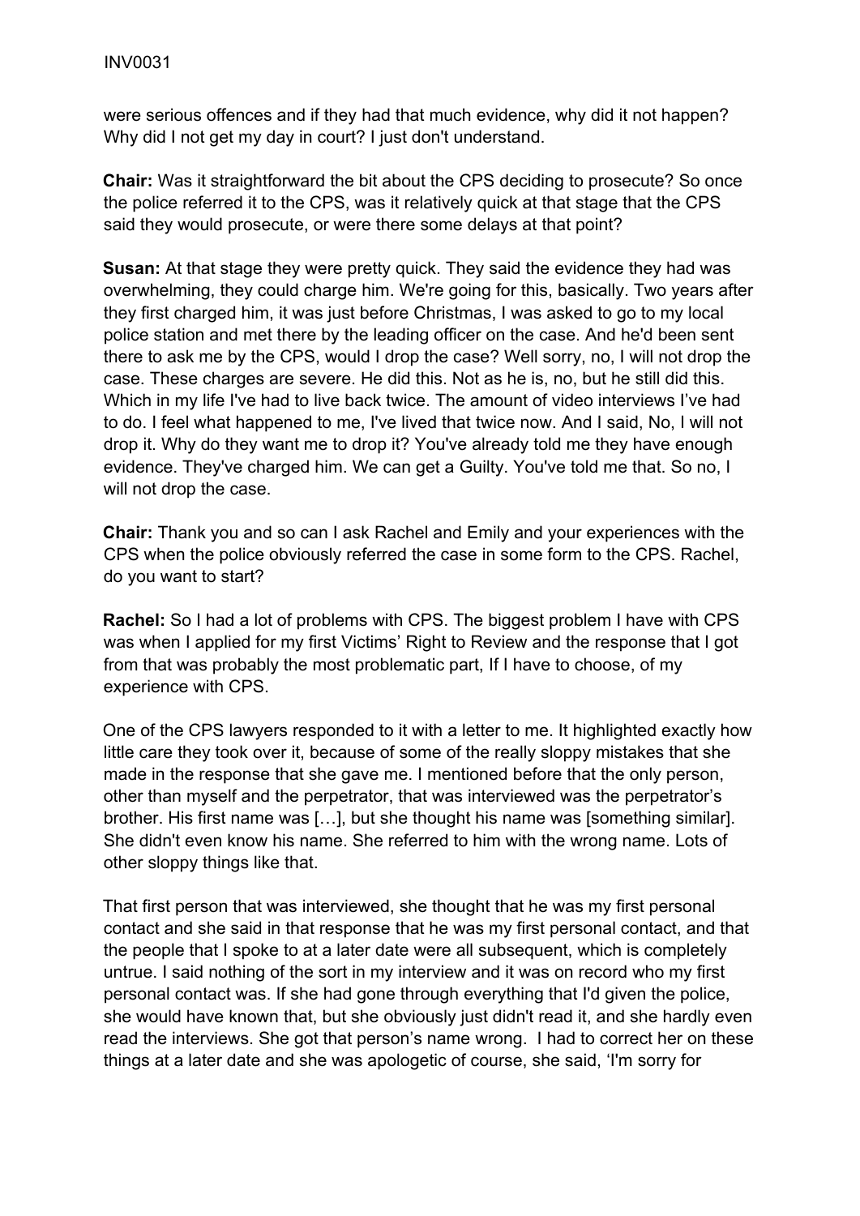were serious offences and if they had that much evidence, why did it not happen? Why did I not get my day in court? I just don't understand.

**Chair:** Was it straightforward the bit about the CPS deciding to prosecute? So once the police referred it to the CPS, was it relatively quick at that stage that the CPS said they would prosecute, or were there some delays at that point?

**Susan:** At that stage they were pretty quick. They said the evidence they had was overwhelming, they could charge him. We're going for this, basically. Two years after they first charged him, it was just before Christmas, I was asked to go to my local police station and met there by the leading officer on the case. And he'd been sent there to ask me by the CPS, would I drop the case? Well sorry, no, I will not drop the case. These charges are severe. He did this. Not as he is, no, but he still did this. Which in my life I've had to live back twice. The amount of video interviews I've had to do. I feel what happened to me, I've lived that twice now. And I said, No, I will not drop it. Why do they want me to drop it? You've already told me they have enough evidence. They've charged him. We can get a Guilty. You've told me that. So no, I will not drop the case.

**Chair:** Thank you and so can I ask Rachel and Emily and your experiences with the CPS when the police obviously referred the case in some form to the CPS. Rachel, do you want to start?

**Rachel:** So I had a lot of problems with CPS. The biggest problem I have with CPS was when I applied for my first Victims' Right to Review and the response that I got from that was probably the most problematic part, If I have to choose, of my experience with CPS.

One of the CPS lawyers responded to it with a letter to me. It highlighted exactly how little care they took over it, because of some of the really sloppy mistakes that she made in the response that she gave me. I mentioned before that the only person, other than myself and the perpetrator, that was interviewed was the perpetrator's brother. His first name was […], but she thought his name was [something similar]. She didn't even know his name. She referred to him with the wrong name. Lots of other sloppy things like that.

That first person that was interviewed, she thought that he was my first personal contact and she said in that response that he was my first personal contact, and that the people that I spoke to at a later date were all subsequent, which is completely untrue. I said nothing of the sort in my interview and it was on record who my first personal contact was. If she had gone through everything that I'd given the police, she would have known that, but she obviously just didn't read it, and she hardly even read the interviews. She got that person's name wrong. I had to correct her on these things at a later date and she was apologetic of course, she said, 'I'm sorry for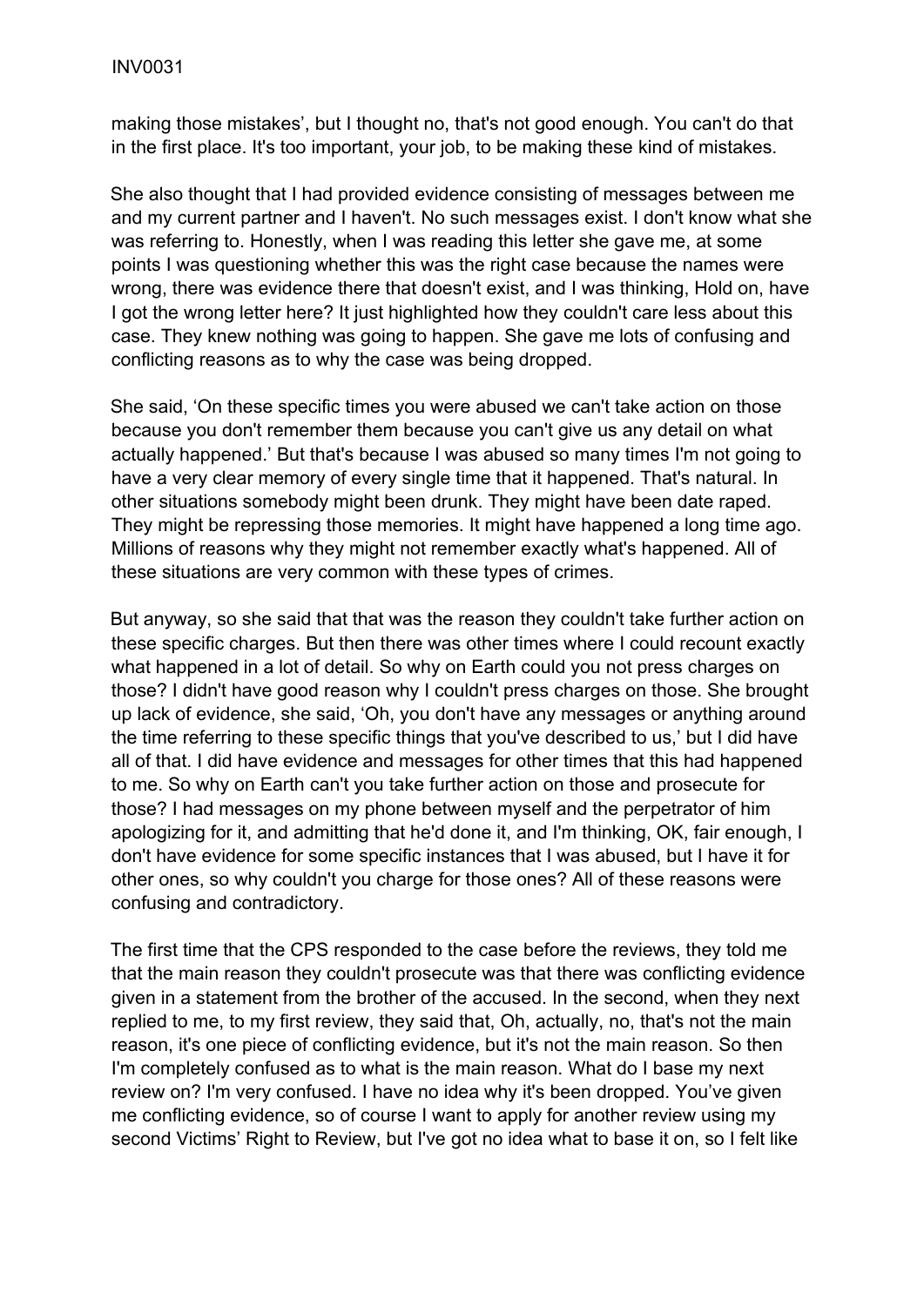making those mistakes', but I thought no, that's not good enough. You can't do that in the first place. It's too important, your job, to be making these kind of mistakes.

She also thought that I had provided evidence consisting of messages between me and my current partner and I haven't. No such messages exist. I don't know what she was referring to. Honestly, when I was reading this letter she gave me, at some points I was questioning whether this was the right case because the names were wrong, there was evidence there that doesn't exist, and I was thinking, Hold on, have I got the wrong letter here? It just highlighted how they couldn't care less about this case. They knew nothing was going to happen. She gave me lots of confusing and conflicting reasons as to why the case was being dropped.

She said, 'On these specific times you were abused we can't take action on those because you don't remember them because you can't give us any detail on what actually happened.' But that's because I was abused so many times I'm not going to have a very clear memory of every single time that it happened. That's natural. In other situations somebody might been drunk. They might have been date raped. They might be repressing those memories. It might have happened a long time ago. Millions of reasons why they might not remember exactly what's happened. All of these situations are very common with these types of crimes.

But anyway, so she said that that was the reason they couldn't take further action on these specific charges. But then there was other times where I could recount exactly what happened in a lot of detail. So why on Earth could you not press charges on those? I didn't have good reason why I couldn't press charges on those. She brought up lack of evidence, she said, 'Oh, you don't have any messages or anything around the time referring to these specific things that you've described to us,' but I did have all of that. I did have evidence and messages for other times that this had happened to me. So why on Earth can't you take further action on those and prosecute for those? I had messages on my phone between myself and the perpetrator of him apologizing for it, and admitting that he'd done it, and I'm thinking, OK, fair enough, I don't have evidence for some specific instances that I was abused, but I have it for other ones, so why couldn't you charge for those ones? All of these reasons were confusing and contradictory.

The first time that the CPS responded to the case before the reviews, they told me that the main reason they couldn't prosecute was that there was conflicting evidence given in a statement from the brother of the accused. In the second, when they next replied to me, to my first review, they said that, Oh, actually, no, that's not the main reason, it's one piece of conflicting evidence, but it's not the main reason. So then I'm completely confused as to what is the main reason. What do I base my next review on? I'm very confused. I have no idea why it's been dropped. You've given me conflicting evidence, so of course I want to apply for another review using my second Victims' Right to Review, but I've got no idea what to base it on, so I felt like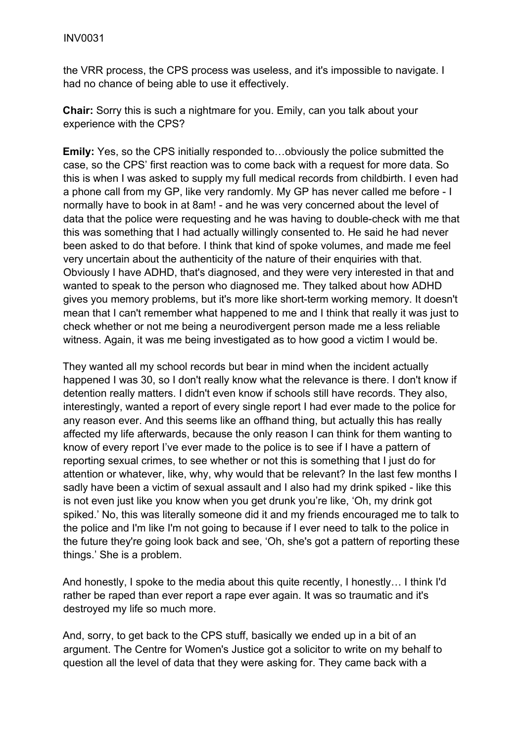the VRR process, the CPS process was useless, and it's impossible to navigate. I had no chance of being able to use it effectively.

**Chair:** Sorry this is such a nightmare for you. Emily, can you talk about your experience with the CPS?

**Emily:** Yes, so the CPS initially responded to…obviously the police submitted the case, so the CPS' first reaction was to come back with a request for more data. So this is when I was asked to supply my full medical records from childbirth. I even had a phone call from my GP, like very randomly. My GP has never called me before - I normally have to book in at 8am! - and he was very concerned about the level of data that the police were requesting and he was having to double-check with me that this was something that I had actually willingly consented to. He said he had never been asked to do that before. I think that kind of spoke volumes, and made me feel very uncertain about the authenticity of the nature of their enquiries with that. Obviously I have ADHD, that's diagnosed, and they were very interested in that and wanted to speak to the person who diagnosed me. They talked about how ADHD gives you memory problems, but it's more like short-term working memory. It doesn't mean that I can't remember what happened to me and I think that really it was just to check whether or not me being a neurodivergent person made me a less reliable witness. Again, it was me being investigated as to how good a victim I would be.

They wanted all my school records but bear in mind when the incident actually happened I was 30, so I don't really know what the relevance is there. I don't know if detention really matters. I didn't even know if schools still have records. They also, interestingly, wanted a report of every single report I had ever made to the police for any reason ever. And this seems like an offhand thing, but actually this has really affected my life afterwards, because the only reason I can think for them wanting to know of every report I've ever made to the police is to see if I have a pattern of reporting sexual crimes, to see whether or not this is something that I just do for attention or whatever, like, why, why would that be relevant? In the last few months I sadly have been a victim of sexual assault and I also had my drink spiked - like this is not even just like you know when you get drunk you're like, 'Oh, my drink got spiked.' No, this was literally someone did it and my friends encouraged me to talk to the police and I'm like I'm not going to because if I ever need to talk to the police in the future they're going look back and see, 'Oh, she's got a pattern of reporting these things.' She is a problem.

And honestly, I spoke to the media about this quite recently, I honestly… I think I'd rather be raped than ever report a rape ever again. It was so traumatic and it's destroyed my life so much more.

And, sorry, to get back to the CPS stuff, basically we ended up in a bit of an argument. The Centre for Women's Justice got a solicitor to write on my behalf to question all the level of data that they were asking for. They came back with a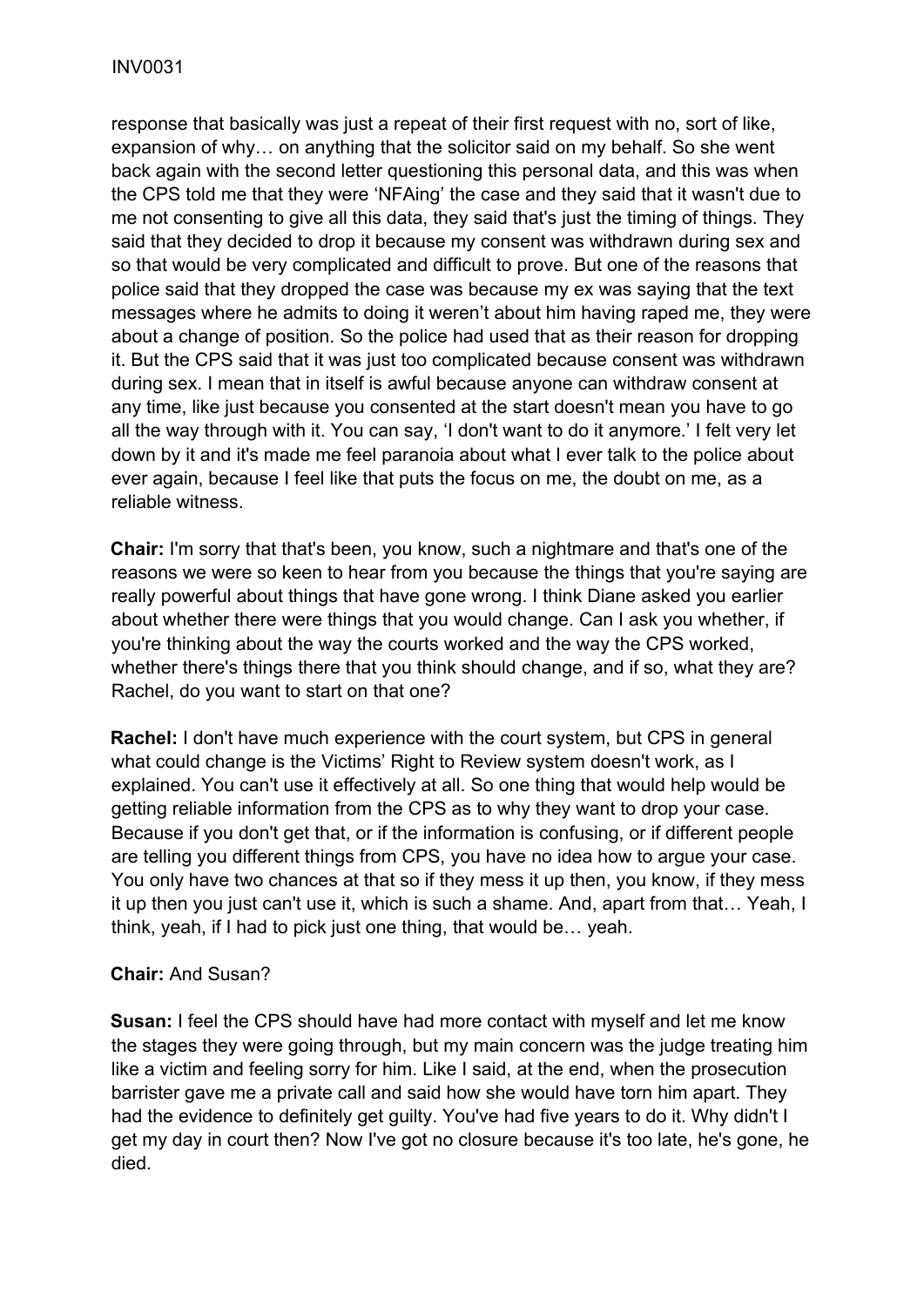response that basically was just a repeat of their first request with no, sort of like, expansion of why… on anything that the solicitor said on my behalf. So she went back again with the second letter questioning this personal data, and this was when the CPS told me that they were 'NFAing' the case and they said that it wasn't due to me not consenting to give all this data, they said that's just the timing of things. They said that they decided to drop it because my consent was withdrawn during sex and so that would be very complicated and difficult to prove. But one of the reasons that police said that they dropped the case was because my ex was saying that the text messages where he admits to doing it weren't about him having raped me, they were about a change of position. So the police had used that as their reason for dropping it. But the CPS said that it was just too complicated because consent was withdrawn during sex. I mean that in itself is awful because anyone can withdraw consent at any time, like just because you consented at the start doesn't mean you have to go all the way through with it. You can say, 'I don't want to do it anymore.' I felt very let down by it and it's made me feel paranoia about what I ever talk to the police about ever again, because I feel like that puts the focus on me, the doubt on me, as a reliable witness.

**Chair:** I'm sorry that that's been, you know, such a nightmare and that's one of the reasons we were so keen to hear from you because the things that you're saying are really powerful about things that have gone wrong. I think Diane asked you earlier about whether there were things that you would change. Can I ask you whether, if you're thinking about the way the courts worked and the way the CPS worked, whether there's things there that you think should change, and if so, what they are? Rachel, do you want to start on that one?

**Rachel:** I don't have much experience with the court system, but CPS in general what could change is the Victims' Right to Review system doesn't work, as I explained. You can't use it effectively at all. So one thing that would help would be getting reliable information from the CPS as to why they want to drop your case. Because if you don't get that, or if the information is confusing, or if different people are telling you different things from CPS, you have no idea how to argue your case. You only have two chances at that so if they mess it up then, you know, if they mess it up then you just can't use it, which is such a shame. And, apart from that… Yeah, I think, yeah, if I had to pick just one thing, that would be… yeah.

**Chair:** And Susan?

**Susan:** I feel the CPS should have had more contact with myself and let me know the stages they were going through, but my main concern was the judge treating him like a victim and feeling sorry for him. Like I said, at the end, when the prosecution barrister gave me a private call and said how she would have torn him apart. They had the evidence to definitely get guilty. You've had five years to do it. Why didn't I get my day in court then? Now I've got no closure because it's too late, he's gone, he died.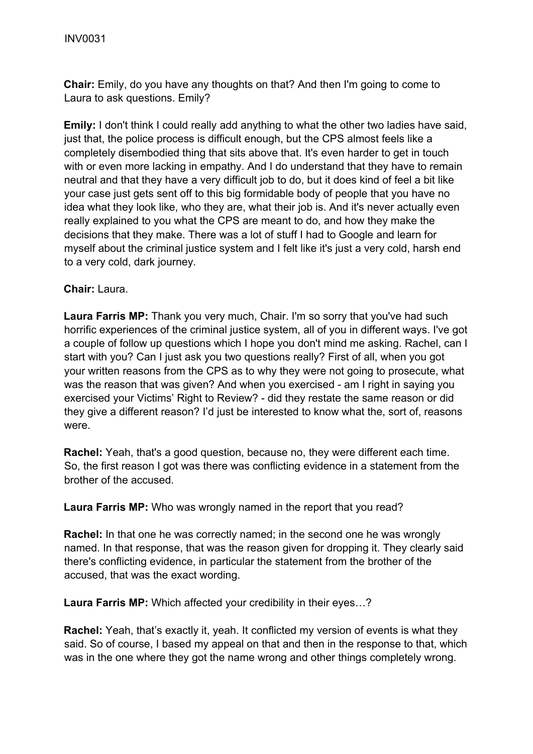**Chair:** Emily, do you have any thoughts on that? And then I'm going to come to Laura to ask questions. Emily?

**Emily:** I don't think I could really add anything to what the other two ladies have said, just that, the police process is difficult enough, but the CPS almost feels like a completely disembodied thing that sits above that. It's even harder to get in touch with or even more lacking in empathy. And I do understand that they have to remain neutral and that they have a very difficult job to do, but it does kind of feel a bit like your case just gets sent off to this big formidable body of people that you have no idea what they look like, who they are, what their job is. And it's never actually even really explained to you what the CPS are meant to do, and how they make the decisions that they make. There was a lot of stuff I had to Google and learn for myself about the criminal justice system and I felt like it's just a very cold, harsh end to a very cold, dark journey.

**Chair:** Laura.

**Laura Farris MP:** Thank you very much, Chair. I'm so sorry that you've had such horrific experiences of the criminal justice system, all of you in different ways. I've got a couple of follow up questions which I hope you don't mind me asking. Rachel, can I start with you? Can I just ask you two questions really? First of all, when you got your written reasons from the CPS as to why they were not going to prosecute, what was the reason that was given? And when you exercised - am I right in saying you exercised your Victims' Right to Review? - did they restate the same reason or did they give a different reason? I'd just be interested to know what the, sort of, reasons were.

**Rachel:** Yeah, that's a good question, because no, they were different each time. So, the first reason I got was there was conflicting evidence in a statement from the brother of the accused.

**Laura Farris MP:** Who was wrongly named in the report that you read?

**Rachel:** In that one he was correctly named; in the second one he was wrongly named. In that response, that was the reason given for dropping it. They clearly said there's conflicting evidence, in particular the statement from the brother of the accused, that was the exact wording.

**Laura Farris MP:** Which affected your credibility in their eyes…?

**Rachel:** Yeah, that's exactly it, yeah. It conflicted my version of events is what they said. So of course, I based my appeal on that and then in the response to that, which was in the one where they got the name wrong and other things completely wrong.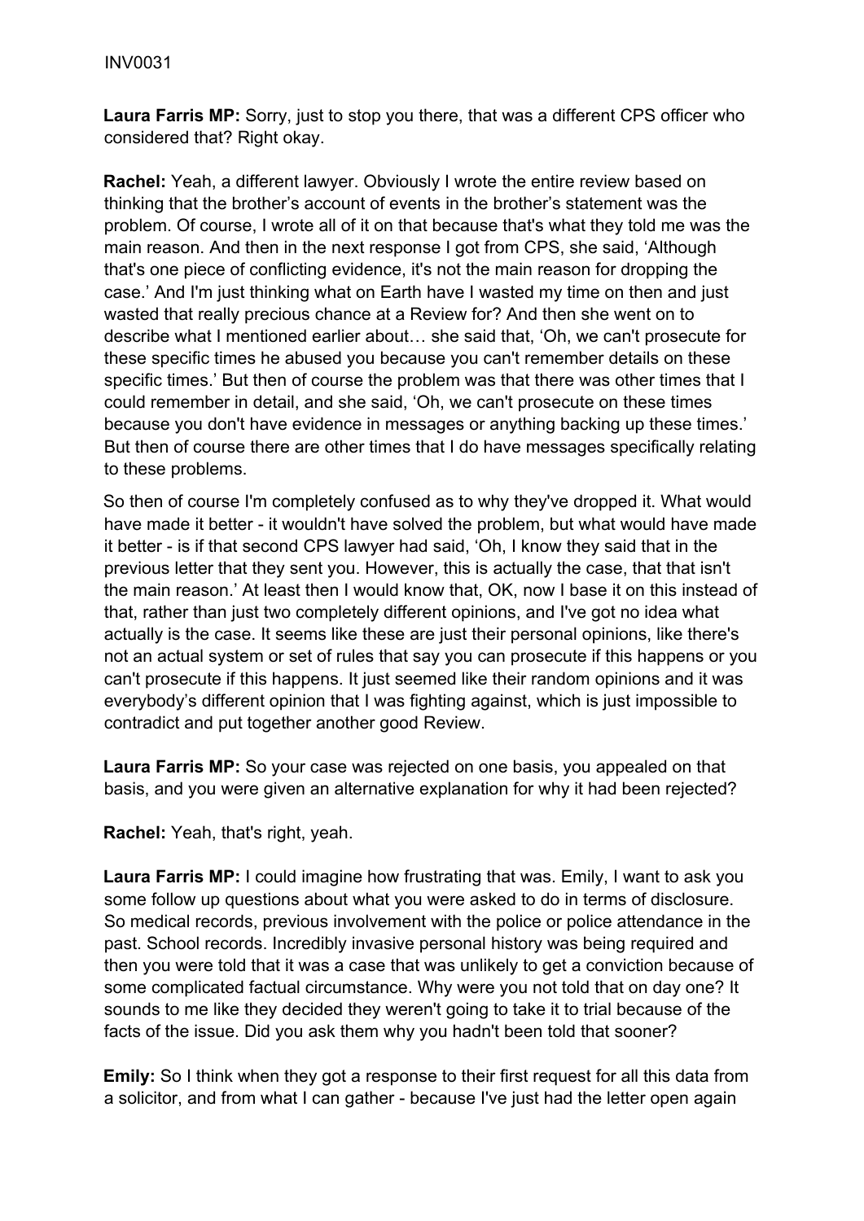**Laura Farris MP:** Sorry, just to stop you there, that was a different CPS officer who considered that? Right okay.

**Rachel:** Yeah, a different lawyer. Obviously I wrote the entire review based on thinking that the brother's account of events in the brother's statement was the problem. Of course, I wrote all of it on that because that's what they told me was the main reason. And then in the next response I got from CPS, she said, 'Although that's one piece of conflicting evidence, it's not the main reason for dropping the case.' And I'm just thinking what on Earth have I wasted my time on then and just wasted that really precious chance at a Review for? And then she went on to describe what I mentioned earlier about… she said that, 'Oh, we can't prosecute for these specific times he abused you because you can't remember details on these specific times.' But then of course the problem was that there was other times that I could remember in detail, and she said, 'Oh, we can't prosecute on these times because you don't have evidence in messages or anything backing up these times.' But then of course there are other times that I do have messages specifically relating to these problems.

So then of course I'm completely confused as to why they've dropped it. What would have made it better - it wouldn't have solved the problem, but what would have made it better - is if that second CPS lawyer had said, 'Oh, I know they said that in the previous letter that they sent you. However, this is actually the case, that that isn't the main reason.' At least then I would know that, OK, now I base it on this instead of that, rather than just two completely different opinions, and I've got no idea what actually is the case. It seems like these are just their personal opinions, like there's not an actual system or set of rules that say you can prosecute if this happens or you can't prosecute if this happens. It just seemed like their random opinions and it was everybody's different opinion that I was fighting against, which is just impossible to contradict and put together another good Review.

**Laura Farris MP:** So your case was rejected on one basis, you appealed on that basis, and you were given an alternative explanation for why it had been rejected?

**Rachel:** Yeah, that's right, yeah.

**Laura Farris MP:** I could imagine how frustrating that was. Emily, I want to ask you some follow up questions about what you were asked to do in terms of disclosure. So medical records, previous involvement with the police or police attendance in the past. School records. Incredibly invasive personal history was being required and then you were told that it was a case that was unlikely to get a conviction because of some complicated factual circumstance. Why were you not told that on day one? It sounds to me like they decided they weren't going to take it to trial because of the facts of the issue. Did you ask them why you hadn't been told that sooner?

**Emily:** So I think when they got a response to their first request for all this data from a solicitor, and from what I can gather - because I've just had the letter open again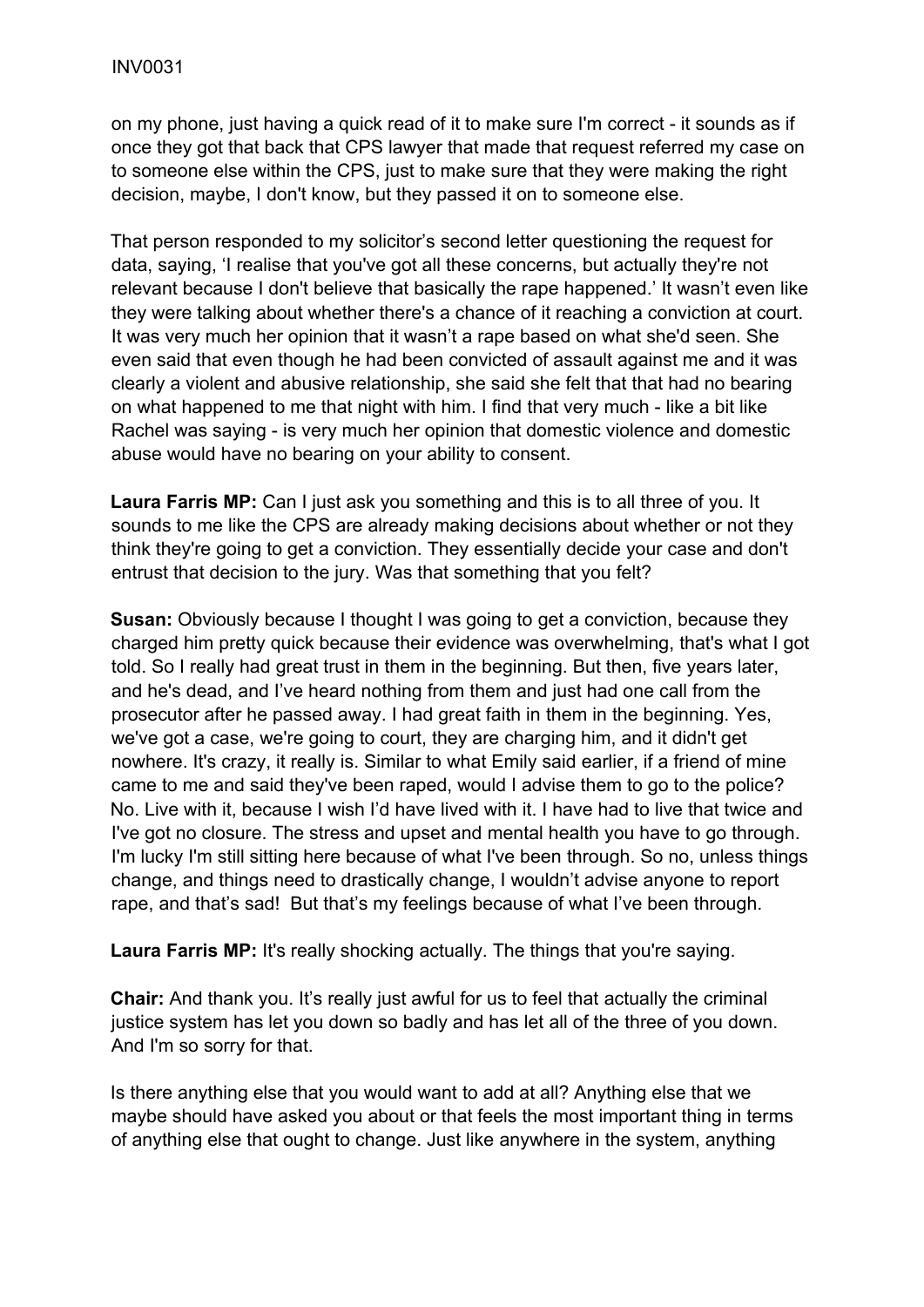on my phone, just having a quick read of it to make sure I'm correct - it sounds as if once they got that back that CPS lawyer that made that request referred my case on to someone else within the CPS, just to make sure that they were making the right decision, maybe, I don't know, but they passed it on to someone else.

That person responded to my solicitor's second letter questioning the request for data, saying, 'I realise that you've got all these concerns, but actually they're not relevant because I don't believe that basically the rape happened.' It wasn't even like they were talking about whether there's a chance of it reaching a conviction at court. It was very much her opinion that it wasn't a rape based on what she'd seen. She even said that even though he had been convicted of assault against me and it was clearly a violent and abusive relationship, she said she felt that that had no bearing on what happened to me that night with him. I find that very much - like a bit like Rachel was saying - is very much her opinion that domestic violence and domestic abuse would have no bearing on your ability to consent.

**Laura Farris MP:** Can I just ask you something and this is to all three of you. It sounds to me like the CPS are already making decisions about whether or not they think they're going to get a conviction. They essentially decide your case and don't entrust that decision to the jury. Was that something that you felt?

**Susan:** Obviously because I thought I was going to get a conviction, because they charged him pretty quick because their evidence was overwhelming, that's what I got told. So I really had great trust in them in the beginning. But then, five years later, and he's dead, and I've heard nothing from them and just had one call from the prosecutor after he passed away. I had great faith in them in the beginning. Yes, we've got a case, we're going to court, they are charging him, and it didn't get nowhere. It's crazy, it really is. Similar to what Emily said earlier, if a friend of mine came to me and said they've been raped, would I advise them to go to the police? No. Live with it, because I wish I'd have lived with it. I have had to live that twice and I've got no closure. The stress and upset and mental health you have to go through. I'm lucky I'm still sitting here because of what I've been through. So no, unless things change, and things need to drastically change, I wouldn't advise anyone to report rape, and that's sad! But that's my feelings because of what I've been through.

**Laura Farris MP:** It's really shocking actually. The things that you're saying.

**Chair:** And thank you. It's really just awful for us to feel that actually the criminal justice system has let you down so badly and has let all of the three of you down. And I'm so sorry for that.

Is there anything else that you would want to add at all? Anything else that we maybe should have asked you about or that feels the most important thing in terms of anything else that ought to change. Just like anywhere in the system, anything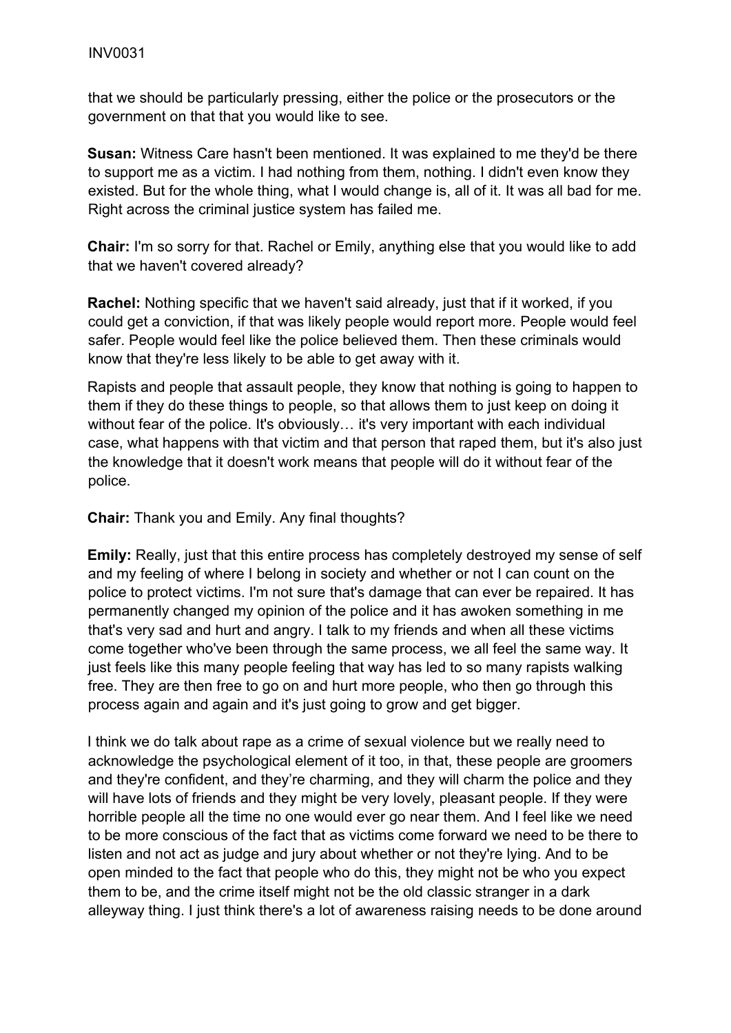that we should be particularly pressing, either the police or the prosecutors or the government on that that you would like to see.

**Susan:** Witness Care hasn't been mentioned. It was explained to me they'd be there to support me as a victim. I had nothing from them, nothing. I didn't even know they existed. But for the whole thing, what I would change is, all of it. It was all bad for me. Right across the criminal justice system has failed me.

**Chair:** I'm so sorry for that. Rachel or Emily, anything else that you would like to add that we haven't covered already?

**Rachel:** Nothing specific that we haven't said already, just that if it worked, if you could get a conviction, if that was likely people would report more. People would feel safer. People would feel like the police believed them. Then these criminals would know that they're less likely to be able to get away with it.

Rapists and people that assault people, they know that nothing is going to happen to them if they do these things to people, so that allows them to just keep on doing it without fear of the police. It's obviously… it's very important with each individual case, what happens with that victim and that person that raped them, but it's also just the knowledge that it doesn't work means that people will do it without fear of the police.

**Chair:** Thank you and Emily. Any final thoughts?

**Emily:** Really, just that this entire process has completely destroyed my sense of self and my feeling of where I belong in society and whether or not I can count on the police to protect victims. I'm not sure that's damage that can ever be repaired. It has permanently changed my opinion of the police and it has awoken something in me that's very sad and hurt and angry. I talk to my friends and when all these victims come together who've been through the same process, we all feel the same way. It just feels like this many people feeling that way has led to so many rapists walking free. They are then free to go on and hurt more people, who then go through this process again and again and it's just going to grow and get bigger.

I think we do talk about rape as a crime of sexual violence but we really need to acknowledge the psychological element of it too, in that, these people are groomers and they're confident, and they're charming, and they will charm the police and they will have lots of friends and they might be very lovely, pleasant people. If they were horrible people all the time no one would ever go near them. And I feel like we need to be more conscious of the fact that as victims come forward we need to be there to listen and not act as judge and jury about whether or not they're lying. And to be open minded to the fact that people who do this, they might not be who you expect them to be, and the crime itself might not be the old classic stranger in a dark alleyway thing. I just think there's a lot of awareness raising needs to be done around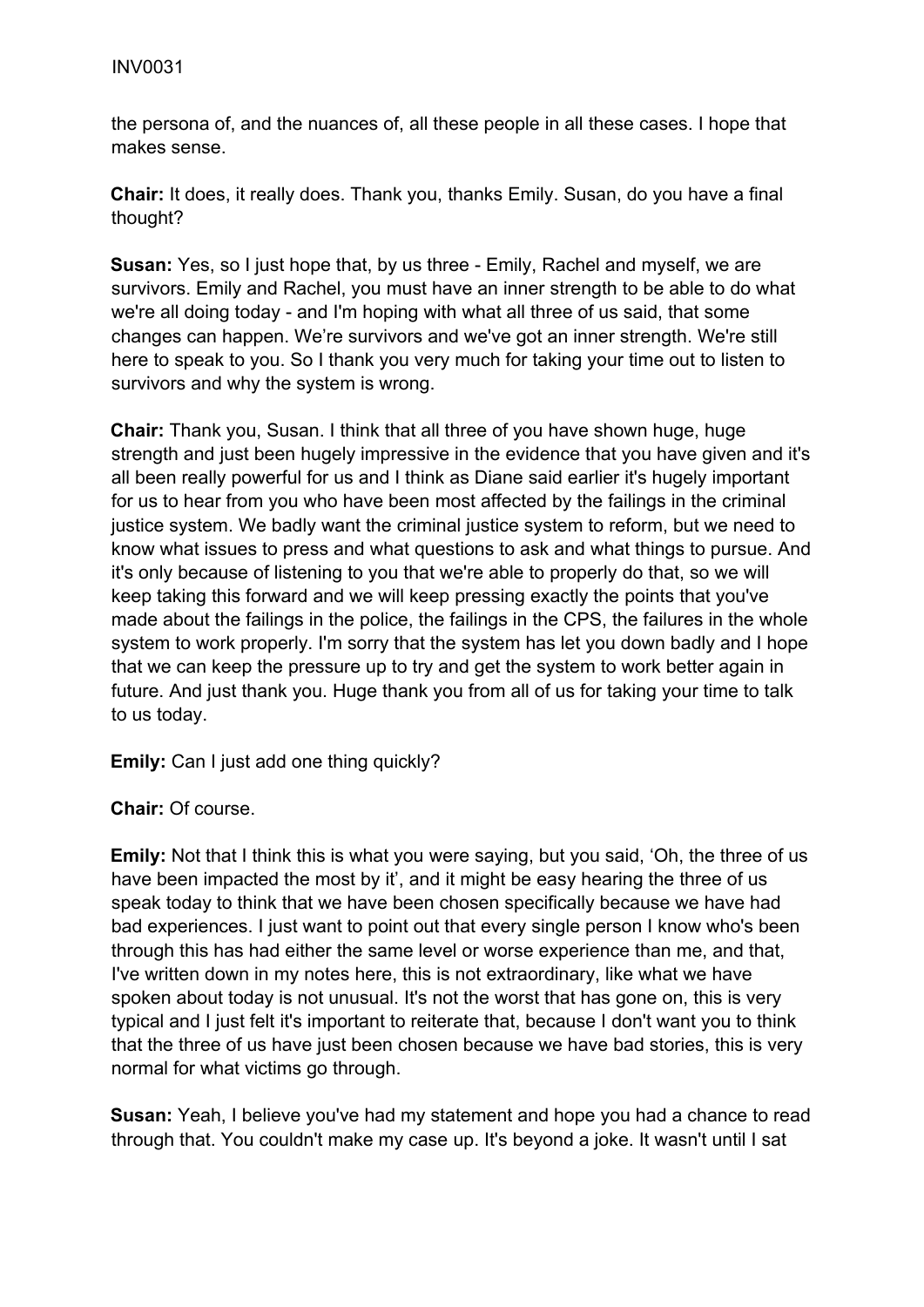the persona of, and the nuances of, all these people in all these cases. I hope that makes sense.

**Chair:** It does, it really does. Thank you, thanks Emily. Susan, do you have a final thought?

**Susan:** Yes, so I just hope that, by us three - Emily, Rachel and myself, we are survivors. Emily and Rachel, you must have an inner strength to be able to do what we're all doing today - and I'm hoping with what all three of us said, that some changes can happen. We're survivors and we've got an inner strength. We're still here to speak to you. So I thank you very much for taking your time out to listen to survivors and why the system is wrong.

**Chair:** Thank you, Susan. I think that all three of you have shown huge, huge strength and just been hugely impressive in the evidence that you have given and it's all been really powerful for us and I think as Diane said earlier it's hugely important for us to hear from you who have been most affected by the failings in the criminal justice system. We badly want the criminal justice system to reform, but we need to know what issues to press and what questions to ask and what things to pursue. And it's only because of listening to you that we're able to properly do that, so we will keep taking this forward and we will keep pressing exactly the points that you've made about the failings in the police, the failings in the CPS, the failures in the whole system to work properly. I'm sorry that the system has let you down badly and I hope that we can keep the pressure up to try and get the system to work better again in future. And just thank you. Huge thank you from all of us for taking your time to talk to us today.

**Emily:** Can I just add one thing quickly?

**Chair:** Of course.

**Emily:** Not that I think this is what you were saying, but you said, 'Oh, the three of us have been impacted the most by it', and it might be easy hearing the three of us speak today to think that we have been chosen specifically because we have had bad experiences. I just want to point out that every single person I know who's been through this has had either the same level or worse experience than me, and that, I've written down in my notes here, this is not extraordinary, like what we have spoken about today is not unusual. It's not the worst that has gone on, this is very typical and I just felt it's important to reiterate that, because I don't want you to think that the three of us have just been chosen because we have bad stories, this is very normal for what victims go through.

**Susan:** Yeah, I believe you've had my statement and hope you had a chance to read through that. You couldn't make my case up. It's beyond a joke. It wasn't until I sat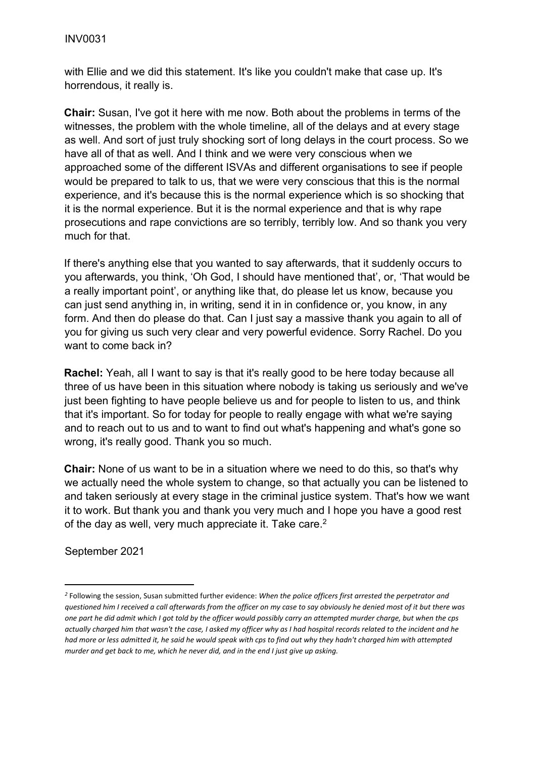with Ellie and we did this statement. It's like you couldn't make that case up. It's horrendous, it really is.

**Chair:** Susan, I've got it here with me now. Both about the problems in terms of the witnesses, the problem with the whole timeline, all of the delays and at every stage as well. And sort of just truly shocking sort of long delays in the court process. So we have all of that as well. And I think and we were very conscious when we approached some of the different ISVAs and different organisations to see if people would be prepared to talk to us, that we were very conscious that this is the normal experience, and it's because this is the normal experience which is so shocking that it is the normal experience. But it is the normal experience and that is why rape prosecutions and rape convictions are so terribly, terribly low. And so thank you very much for that.

If there's anything else that you wanted to say afterwards, that it suddenly occurs to you afterwards, you think, 'Oh God, I should have mentioned that', or, 'That would be a really important point', or anything like that, do please let us know, because you can just send anything in, in writing, send it in in confidence or, you know, in any form. And then do please do that. Can I just say a massive thank you again to all of you for giving us such very clear and very powerful evidence. Sorry Rachel. Do you want to come back in?

**Rachel:** Yeah, all I want to say is that it's really good to be here today because all three of us have been in this situation where nobody is taking us seriously and we've just been fighting to have people believe us and for people to listen to us, and think that it's important. So for today for people to really engage with what we're saying and to reach out to us and to want to find out what's happening and what's gone so wrong, it's really good. Thank you so much.

**Chair:** None of us want to be in a situation where we need to do this, so that's why we actually need the whole system to change, so that actually you can be listened to and taken seriously at every stage in the criminal justice system. That's how we want it to work. But thank you and thank you very much and I hope you have a good rest of the day as well, very much appreciate it. Take care.[2]

September 2021

---

[2] Following the session, Susan submitted further evidence: *When the police officers first arrested the perpetrator and questioned him I received a call afterwards from the officer on my case to say obviously he denied most of it but there was one part he did admit which I got told by the officer would possibly carry an attempted murder charge, but when the cps actually charged him that wasn't the case, I asked my officer why as I had hospital records related to the incident and he had more or less admitted it, he said he would speak with cps to find out why they hadn't charged him with attempted murder and get back to me, which he never did, and in the end I just give up asking.*